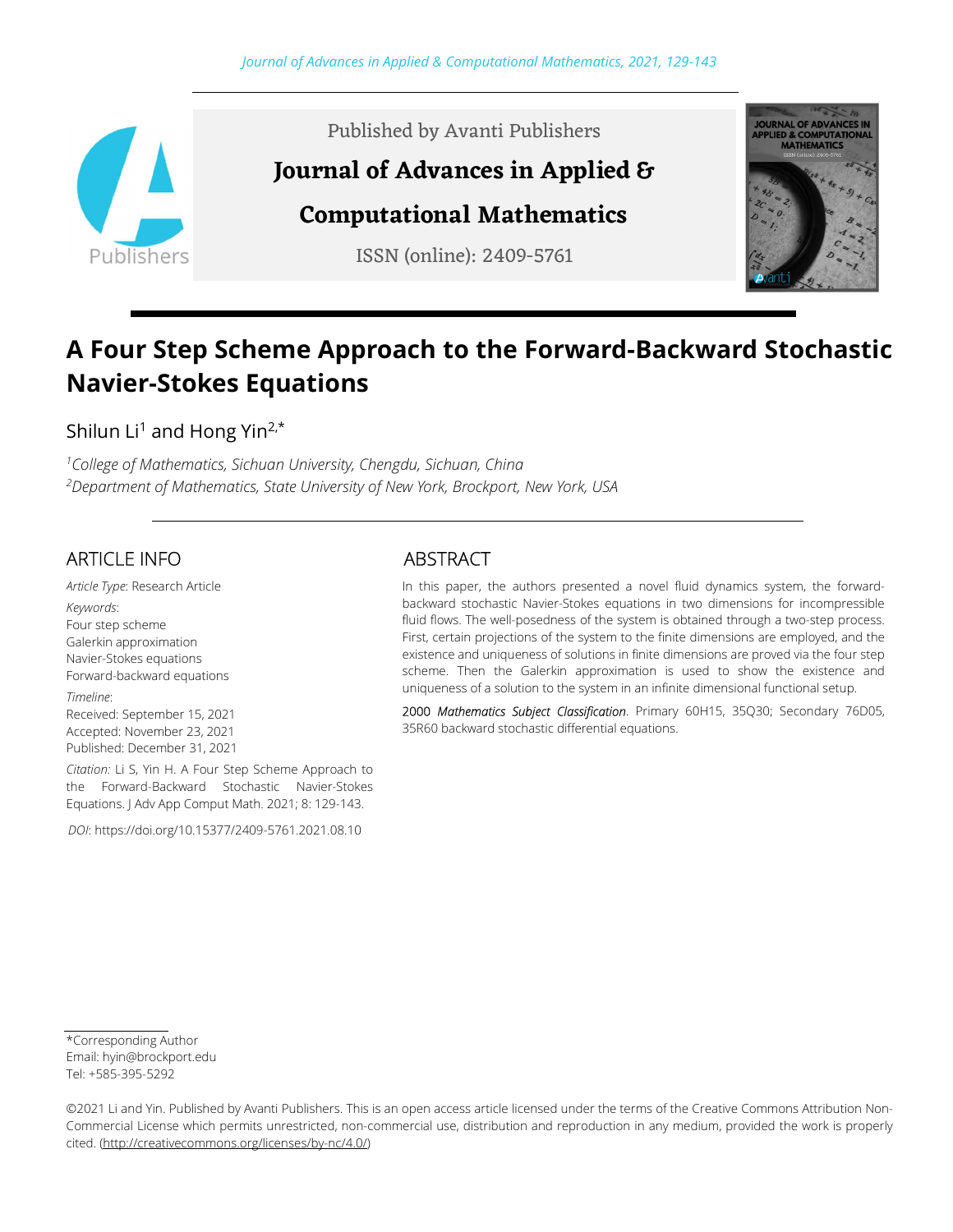Published by Avanti Publishers

# Journal of Advances in Applied & Computational Mathematics

ISSN (online): 2409-5761

# A Four Step Scheme Approach to the Forward-Backward Stochastic Navier-Stokes Equations

Shilun Li[1] and Hong Yin[2,*]

[1]*College of Mathematics, Sichuan University, Chengdu, Sichuan, China*
[2]*Department of Mathematics, State University of New York, Brockport, New York, USA*

## ARTICLE INFO

*Article Type*: Research Article

*Keywords*:
Four step scheme
Galerkin approximation
Navier-Stokes equations
Forward-backward equations

*Timeline*:
Received: September 15, 2021
Accepted: November 23, 2021
Published: December 31, 2021

*Citation:* Li S, Yin H. A Four Step Scheme Approach to the Forward-Backward Stochastic Navier-Stokes Equations. J Adv App Comput Math. 2021; 8: 129-143.

*DOI*: https://doi.org/10.15377/2409-5761.2021.08.10

## ABSTRACT

In this paper, the authors presented a novel fluid dynamics system, the forward-backward stochastic Navier-Stokes equations in two dimensions for incompressible fluid flows. The well-posedness of the system is obtained through a two-step process. First, certain projections of the system to the finite dimensions are employed, and the existence and uniqueness of solutions in finite dimensions are proved via the four step scheme. Then the Galerkin approximation is used to show the existence and uniqueness of a solution to the system in an infinite dimensional functional setup.

2000 *Mathematics Subject Classification*. Primary 60H15, 35Q30; Secondary 76D05, 35R60 backward stochastic differential equations.

*Corresponding Author
Email: hyin@brockport.edu
Tel: +585-395-5292

©2021 Li and Yin. Published by Avanti Publishers. This is an open access article licensed under the terms of the Creative Commons Attribution Non-Commercial License which permits unrestricted, non-commercial use, distribution and reproduction in any medium, provided the work is properly cited. (http://creativecommons.org/licenses/by-nc/4.0/)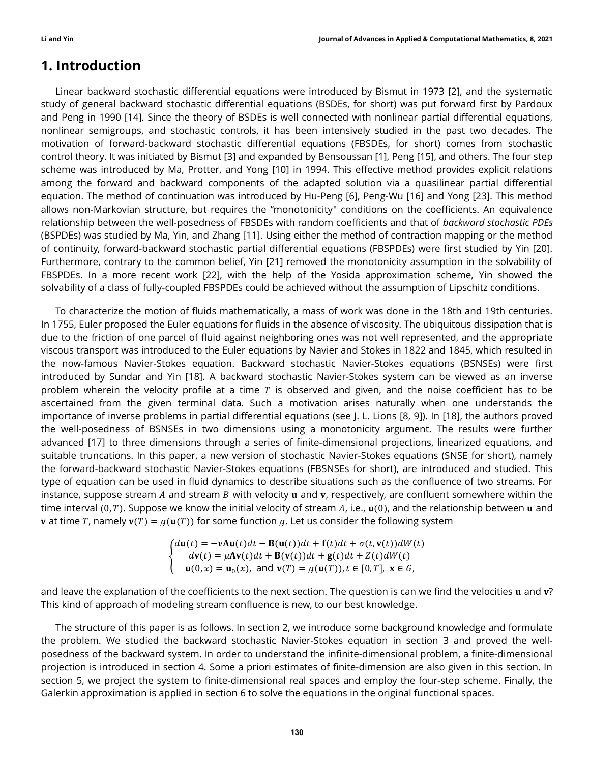# 1. Introduction

Linear backward stochastic differential equations were introduced by Bismut in 1973 [2], and the systematic study of general backward stochastic differential equations (BSDEs, for short) was put forward first by Pardoux and Peng in 1990 [14]. Since the theory of BSDEs is well connected with nonlinear partial differential equations, nonlinear semigroups, and stochastic controls, it has been intensively studied in the past two decades. The motivation of forward-backward stochastic differential equations (FBSDEs, for short) comes from stochastic control theory. It was initiated by Bismut [3] and expanded by Bensoussan [1], Peng [15], and others. The four step scheme was introduced by Ma, Protter, and Yong [10] in 1994. This effective method provides explicit relations among the forward and backward components of the adapted solution via a quasilinear partial differential equation. The method of continuation was introduced by Hu-Peng [6], Peng-Wu [16] and Yong [23]. This method allows non-Markovian structure, but requires the "monotonicity" conditions on the coefficients. An equivalence relationship between the well-posedness of FBSDEs with random coefficients and that of *backward stochastic PDEs* (BSPDEs) was studied by Ma, Yin, and Zhang [11]. Using either the method of contraction mapping or the method of continuity, forward-backward stochastic partial differential equations (FBSPDEs) were first studied by Yin [20]. Furthermore, contrary to the common belief, Yin [21] removed the monotonicity assumption in the solvability of FBSPDEs. In a more recent work [22], with the help of the Yosida approximation scheme, Yin showed the solvability of a class of fully-coupled FBSPDEs could be achieved without the assumption of Lipschitz conditions.

To characterize the motion of fluids mathematically, a mass of work was done in the 18th and 19th centuries. In 1755, Euler proposed the Euler equations for fluids in the absence of viscosity. The ubiquitous dissipation that is due to the friction of one parcel of fluid against neighboring ones was not well represented, and the appropriate viscous transport was introduced to the Euler equations by Navier and Stokes in 1822 and 1845, which resulted in the now-famous Navier-Stokes equation. Backward stochastic Navier-Stokes equations (BSNSEs) were first introduced by Sundar and Yin [18]. A backward stochastic Navier-Stokes system can be viewed as an inverse problem wherein the velocity profile at a time $T$ is observed and given, and the noise coefficient has to be ascertained from the given terminal data. Such a motivation arises naturally when one understands the importance of inverse problems in partial differential equations (see J. L. Lions [8, 9]). In [18], the authors proved the well-posedness of BSNSEs in two dimensions using a monotonicity argument. The results were further advanced [17] to three dimensions through a series of finite-dimensional projections, linearized equations, and suitable truncations. In this paper, a new version of stochastic Navier-Stokes equations (SNSE for short), namely the forward-backward stochastic Navier-Stokes equations (FBSNSEs for short), are introduced and studied. This type of equation can be used in fluid dynamics to describe situations such as the confluence of two streams. For instance, suppose stream $A$ and stream $B$ with velocity $\mathbf{u}$ and $\mathbf{v}$, respectively, are confluent somewhere within the time interval $(0, T)$. Suppose we know the initial velocity of stream $A$, i.e., $\mathbf{u}(0)$, and the relationship between $\mathbf{u}$ and $\mathbf{v}$ at time $T$, namely $\mathbf{v}(T) = g(\mathbf{u}(T))$ for some function $g$. Let us consider the following system

$$
\begin{cases}
d\mathbf{u}(t) = -\nu \mathbf{A}\mathbf{u}(t)dt - \mathbf{B}(\mathbf{u}(t))dt + \mathbf{f}(t)dt + \sigma(t, \mathbf{v}(t))dW(t) \\
d\mathbf{v}(t) = \mu \mathbf{A}\mathbf{v}(t)dt + \mathbf{B}(\mathbf{v}(t))dt + \mathbf{g}(t)dt + Z(t)dW(t) \\
\mathbf{u}(0, x) = \mathbf{u}_0(x), \text{ and } \mathbf{v}(T) = g(\mathbf{u}(T)), t \in [0, T], \ \mathbf{x} \in G,
\end{cases}
$$

and leave the explanation of the coefficients to the next section. The question is can we find the velocities $\mathbf{u}$ and $\mathbf{v}$? This kind of approach of modeling stream confluence is new, to our best knowledge.

The structure of this paper is as follows. In section 2, we introduce some background knowledge and formulate the problem. We studied the backward stochastic Navier-Stokes equation in section 3 and proved the well-posedness of the backward system. In order to understand the infinite-dimensional problem, a finite-dimensional projection is introduced in section 4. Some a priori estimates of finite-dimension are also given in this section. In section 5, we project the system to finite-dimensional real spaces and employ the four-step scheme. Finally, the Galerkin approximation is applied in section 6 to solve the equations in the original functional spaces.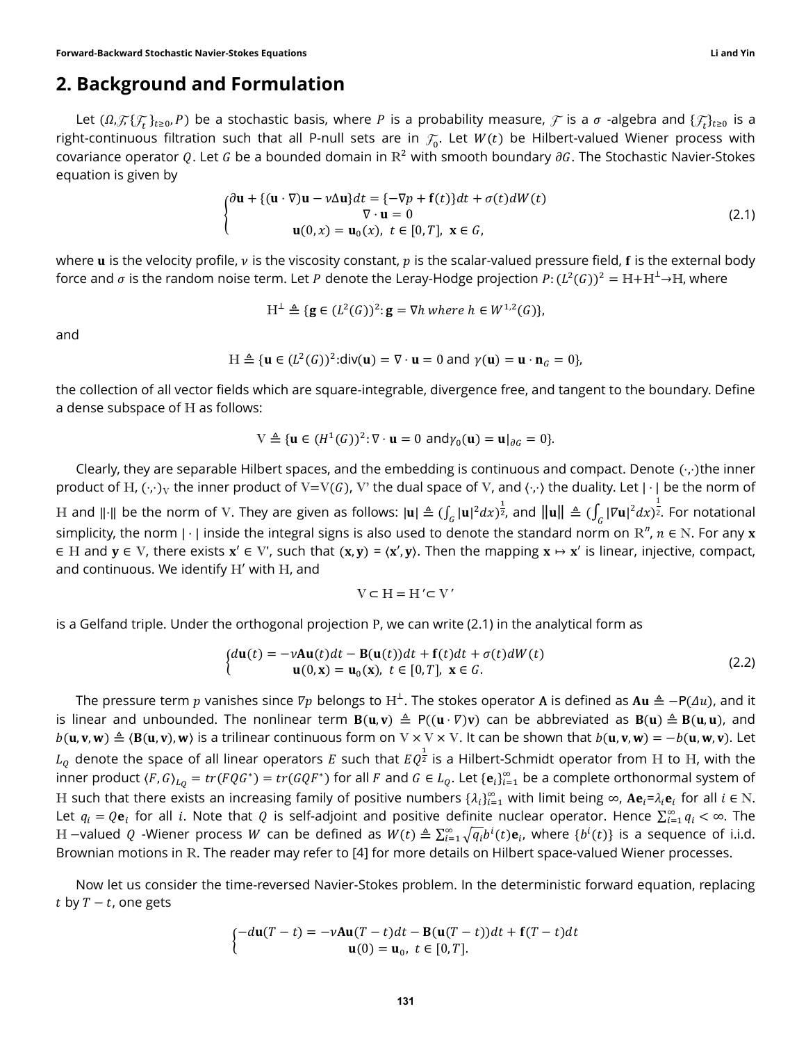## 2. Background and Formulation

Let $(\Omega, \mathcal{F}, \{\mathcal{F}_t\}_{t\geq 0}, P)$ be a stochastic basis, where $P$ is a probability measure, $\mathcal{F}$ is a $\sigma$ -algebra and $\{\mathcal{F}_t\}_{t\geq 0}$ is a right-continuous filtration such that all P-null sets are in $\mathcal{F}_0$. Let $W(t)$ be Hilbert-valued Wiener process with covariance operator $Q$. Let $G$ be a bounded domain in $\mathbb{R}^2$ with smooth boundary $\partial G$. The Stochastic Navier-Stokes equation is given by

$$
\begin{cases}
\partial \mathbf{u} + \{(\mathbf{u}\cdot\nabla)\mathbf{u} - \nu\Delta\mathbf{u}\}dt = \{-\nabla p + \mathbf{f}(t)\}dt + \sigma(t)dW(t) \\
\nabla\cdot\mathbf{u} = 0 \\
\mathbf{u}(0,x) = \mathbf{u}_0(x),\ t\in[0,T],\ \mathbf{x}\in G,
\end{cases}
\tag{2.1}
$$

where $\mathbf{u}$ is the velocity profile, $\nu$ is the viscosity constant, $p$ is the scalar-valued pressure field, $\mathbf{f}$ is the external body force and $\sigma$ is the random noise term. Let $P$ denote the Leray-Hodge projection $P:(L^2(G))^2 = \mathrm{H}+\mathrm{H}^{\perp}\rightarrow\mathrm{H}$, where

$$
\mathrm{H}^{\perp} \triangleq \{\mathbf{g}\in(L^2(G))^2 : \mathbf{g} = \nabla h \text{ where } h\in W^{1,2}(G)\},
$$

and

$$
\mathrm{H} \triangleq \{\mathbf{u}\in(L^2(G))^2 : \mathrm{div}(\mathbf{u}) = \nabla\cdot\mathbf{u} = 0 \text{ and } \gamma(\mathbf{u}) = \mathbf{u}\cdot\mathbf{n}_G = 0\},
$$

the collection of all vector fields which are square-integrable, divergence free, and tangent to the boundary. Define a dense subspace of $\mathrm{H}$ as follows:

$$
\mathrm{V} \triangleq \{\mathbf{u}\in(H^1(G))^2 : \nabla\cdot\mathbf{u} = 0 \text{ and} \gamma_0(\mathbf{u}) = \mathbf{u}|_{\partial G} = 0\}.
$$

Clearly, they are separable Hilbert spaces, and the embedding is continuous and compact. Denote $(\cdot,\cdot)$the inner product of $\mathrm{H}$, $(\cdot,\cdot)_{\mathrm{V}}$ the inner product of $\mathrm{V}=\mathrm{V}(G)$, $\mathrm{V}'$ the dual space of $\mathrm{V}$, and $\langle\cdot,\cdot\rangle$ the duality. Let $|\cdot|$ be the norm of $\mathrm{H}$ and $\|\cdot\|$ be the norm of $\mathrm{V}$. They are given as follows: $|\mathbf{u}| \triangleq (\int_G |\mathbf{u}|^2 dx)^{\frac{1}{2}}$, and $\|\mathbf{u}\| \triangleq (\int_G |\nabla\mathbf{u}|^2 dx)^{\frac{1}{2}}$. For notational simplicity, the norm $|\cdot|$ inside the integral signs is also used to denote the standard norm on $\mathbb{R}^n$, $n\in\mathbb{N}$. For any $\mathbf{x}\in\mathrm{H}$ and $\mathbf{y}\in\mathrm{V}$, there exists $\mathbf{x}'\in\mathrm{V}'$, such that $(\mathbf{x},\mathbf{y}) = \langle\mathbf{x}',\mathbf{y}\rangle$. Then the mapping $\mathbf{x}\mapsto\mathbf{x}'$ is linear, injective, compact, and continuous. We identify $\mathrm{H}'$ with $\mathrm{H}$, and

$$
\mathrm{V}\subset\mathrm{H}=\mathrm{H}'\subset\mathrm{V}'
$$

is a Gelfand triple. Under the orthogonal projection $\mathrm{P}$, we can write (2.1) in the analytical form as

$$
\begin{cases}
d\mathbf{u}(t) = -\nu\mathbf{A}\mathbf{u}(t)dt - \mathbf{B}(\mathbf{u}(t))dt + \mathbf{f}(t)dt + \sigma(t)dW(t) \\
\mathbf{u}(0,\mathbf{x}) = \mathbf{u}_0(\mathbf{x}),\ t\in[0,T],\ \mathbf{x}\in G.
\end{cases}
\tag{2.2}
$$

The pressure term $p$ vanishes since $\nabla p$ belongs to $\mathrm{H}^{\perp}$. The stokes operator $\mathbf{A}$ is defined as $\mathbf{A}\mathbf{u} \triangleq -\mathrm{P}(\Delta u)$, and it is linear and unbounded. The nonlinear term $\mathbf{B}(\mathbf{u},\mathbf{v}) \triangleq \mathrm{P}((\mathbf{u}\cdot\nabla)\mathbf{v})$ can be abbreviated as $\mathbf{B}(\mathbf{u}) \triangleq \mathbf{B}(\mathbf{u},\mathbf{u})$, and $b(\mathbf{u},\mathbf{v},\mathbf{w}) \triangleq \langle\mathbf{B}(\mathbf{u},\mathbf{v}),\mathbf{w}\rangle$ is a trilinear continuous form on $\mathrm{V}\times\mathrm{V}\times\mathrm{V}$. It can be shown that $b(\mathbf{u},\mathbf{v},\mathbf{w}) = -b(\mathbf{u},\mathbf{w},\mathbf{v})$. Let $L_Q$ denote the space of all linear operators $E$ such that $EQ^{\frac{1}{2}}$ is a Hilbert-Schmidt operator from $\mathrm{H}$ to $\mathrm{H}$, with the inner product $\langle F,G\rangle_{L_Q} = tr(FQG^*) = tr(GQF^*)$ for all $F$ and $G\in L_Q$. Let $\{\mathbf{e}_i\}_{i=1}^{\infty}$ be a complete orthonormal system of $\mathrm{H}$ such that there exists an increasing family of positive numbers $\{\lambda_i\}_{i=1}^{\infty}$ with limit being $\infty$, $\mathbf{A}\mathbf{e}_i=\lambda_i\mathbf{e}_i$ for all $i\in\mathbb{N}$. Let $q_i = Q\mathbf{e}_i$ for all $i$. Note that $Q$ is self-adjoint and positive definite nuclear operator. Hence $\sum_{i=1}^{\infty} q_i < \infty$. The $\mathrm{H}$ −valued $Q$ -Wiener process $W$ can be defined as $W(t) \triangleq \sum_{i=1}^{\infty}\sqrt{q_i}b^i(t)\mathbf{e}_i$, where $\{b^i(t)\}$ is a sequence of i.i.d. Brownian motions in $\mathbb{R}$. The reader may refer to [4] for more details on Hilbert space-valued Wiener processes.

Now let us consider the time-reversed Navier-Stokes problem. In the deterministic forward equation, replacing $t$ by $T-t$, one gets

$$
\begin{cases}
-d\mathbf{u}(T-t) = -\nu\mathbf{A}\mathbf{u}(T-t)dt - \mathbf{B}(\mathbf{u}(T-t))dt + \mathbf{f}(T-t)dt \\
\mathbf{u}(0) = \mathbf{u}_0,\ t\in[0,T].
\end{cases}
$$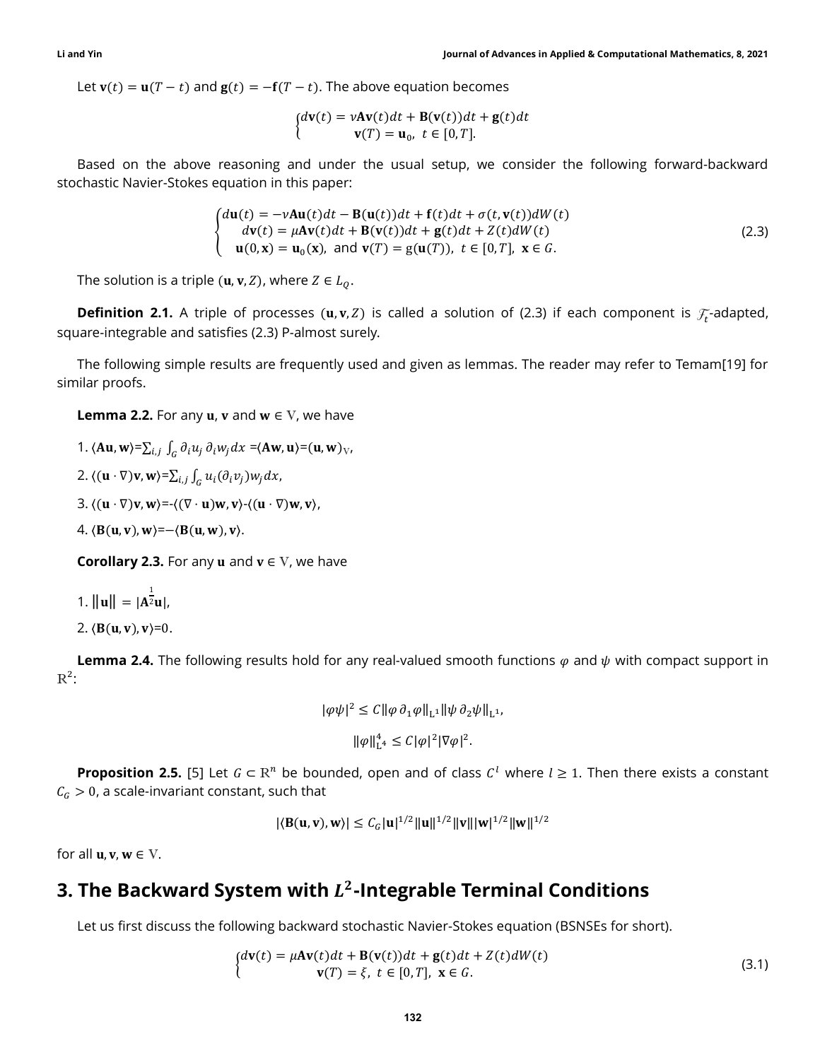Let $\mathbf{v}(t) = \mathbf{u}(T-t)$ and $\mathbf{g}(t) = -\mathbf{f}(T-t)$. The above equation becomes

$$\begin{cases} d\mathbf{v}(t) = \nu\mathbf{A}\mathbf{v}(t)dt + \mathbf{B}(\mathbf{v}(t))dt + \mathbf{g}(t)dt \\ \qquad\qquad \mathbf{v}(T) = \mathbf{u}_0,\ t \in [0,T]. \end{cases}$$

Based on the above reasoning and under the usual setup, we consider the following forward-backward stochastic Navier-Stokes equation in this paper:

$$\begin{cases} d\mathbf{u}(t) = -\nu\mathbf{A}\mathbf{u}(t)dt - \mathbf{B}(\mathbf{u}(t))dt + \mathbf{f}(t)dt + \sigma(t,\mathbf{v}(t))dW(t) \\ \quad d\mathbf{v}(t) = \mu\mathbf{A}\mathbf{v}(t)dt + \mathbf{B}(\mathbf{v}(t))dt + \mathbf{g}(t)dt + Z(t)dW(t) \\ \quad \mathbf{u}(0,\mathbf{x}) = \mathbf{u}_0(\mathbf{x}),\ \text{and } \mathbf{v}(T) = \mathrm{g}(\mathbf{u}(T)),\ t \in [0,T],\ \mathbf{x} \in G. \end{cases} \tag{2.3}$$

The solution is a triple $(\mathbf{u}, \mathbf{v}, Z)$, where $Z \in L_Q$.

**Definition 2.1.** A triple of processes $(\mathbf{u}, \mathbf{v}, Z)$ is called a solution of (2.3) if each component is $\mathcal{F}_t$-adapted, square-integrable and satisfies (2.3) P-almost surely.

The following simple results are frequently used and given as lemmas. The reader may refer to Temam[19] for similar proofs.

**Lemma 2.2.** For any $\mathbf{u}$, $\mathbf{v}$ and $\mathbf{w} \in \mathbb{V}$, we have

1. $\langle \mathbf{A}\mathbf{u}, \mathbf{w}\rangle = \sum_{i,j} \int_G \partial_i u_j\, \partial_i w_j\, dx = \langle \mathbf{A}\mathbf{w}, \mathbf{u}\rangle = (\mathbf{u}, \mathbf{w})_{\mathbb{V}}$,
2. $\langle (\mathbf{u} \cdot \nabla)\mathbf{v}, \mathbf{w}\rangle = \sum_{i,j} \int_G u_i (\partial_i v_j) w_j\, dx$,
3. $\langle (\mathbf{u} \cdot \nabla)\mathbf{v}, \mathbf{w}\rangle = -\langle (\nabla \cdot \mathbf{u})\mathbf{w}, \mathbf{v}\rangle - \langle (\mathbf{u} \cdot \nabla)\mathbf{w}, \mathbf{v}\rangle$,
4. $\langle \mathbf{B}(\mathbf{u}, \mathbf{v}), \mathbf{w}\rangle = -\langle \mathbf{B}(\mathbf{u}, \mathbf{w}), \mathbf{v}\rangle$.

**Corollary 2.3.** For any $\mathbf{u}$ and $\mathbf{v} \in \mathbb{V}$, we have

1. $\|\mathbf{u}\| = |\mathbf{A}^{\frac{1}{2}}\mathbf{u}|$,
2. $\langle \mathbf{B}(\mathbf{u}, \mathbf{v}), \mathbf{v}\rangle = 0$.

**Lemma 2.4.** The following results hold for any real-valued smooth functions $\varphi$ and $\psi$ with compact support in $\mathbb{R}^2$:

$$|\varphi\psi|^2 \le C\|\varphi\, \partial_1 \varphi\|_{\mathrm{L}^1} \|\psi\, \partial_2 \psi\|_{\mathrm{L}^1},$$

$$\|\varphi\|_{\mathrm{L}^4}^4 \le C|\varphi|^2 |\nabla\varphi|^2.$$

**Proposition 2.5.** [5] Let $G \subset \mathbb{R}^n$ be bounded, open and of class $C^l$ where $l \ge 1$. Then there exists a constant $C_G > 0$, a scale-invariant constant, such that

$$|\langle \mathbf{B}(\mathbf{u}, \mathbf{v}), \mathbf{w}\rangle| \le C_G |\mathbf{u}|^{1/2} \|\mathbf{u}\|^{1/2} \|\mathbf{v}\| |\mathbf{w}|^{1/2} \|\mathbf{w}\|^{1/2}$$

for all $\mathbf{u}, \mathbf{v}, \mathbf{w} \in \mathbb{V}$.

# 3. The Backward System with $L^2$-Integrable Terminal Conditions

Let us first discuss the following backward stochastic Navier-Stokes equation (BSNSEs for short).

$$\begin{cases} d\mathbf{v}(t) = \mu\mathbf{A}\mathbf{v}(t)dt + \mathbf{B}(\mathbf{v}(t))dt + \mathbf{g}(t)dt + Z(t)dW(t) \\ \qquad\qquad \mathbf{v}(T) = \xi,\ t \in [0,T],\ \mathbf{x} \in G. \end{cases} \tag{3.1}$$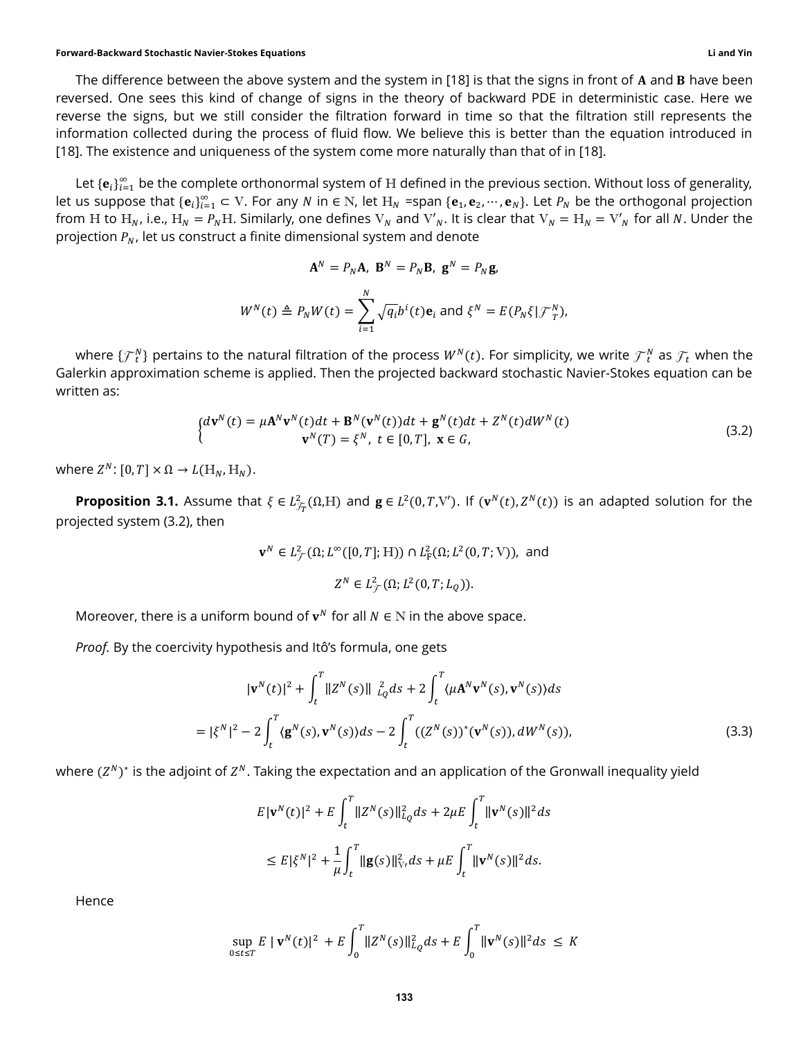The difference between the above system and the system in [18] is that the signs in front of $\mathbf{A}$ and $\mathbf{B}$ have been reversed. One sees this kind of change of signs in the theory of backward PDE in deterministic case. Here we reverse the signs, but we still consider the filtration forward in time so that the filtration still represents the information collected during the process of fluid flow. We believe this is better than the equation introduced in [18]. The existence and uniqueness of the system come more naturally than that of in [18].

Let $\{\mathbf{e}_i\}_{i=1}^{\infty}$ be the complete orthonormal system of $\mathbb{H}$ defined in the previous section. Without loss of generality, let us suppose that $\{\mathbf{e}_i\}_{i=1}^{\infty} \subset \mathbb{V}$. For any $N$ in $\in \mathbb{N}$, let $\mathbb{H}_N$ =span $\{\mathbf{e}_1, \mathbf{e}_2, \cdots, \mathbf{e}_N\}$. Let $P_N$ be the orthogonal projection from $\mathbb{H}$ to $\mathbb{H}_N$, i.e., $\mathbb{H}_N = P_N \mathbb{H}$. Similarly, one defines $\mathbb{V}_N$ and $\mathbb{V}'_N$. It is clear that $\mathbb{V}_N = \mathbb{H}_N = \mathbb{V}'_N$ for all $N$. Under the projection $P_N$, let us construct a finite dimensional system and denote

$$\mathbf{A}^N = P_N \mathbf{A},\ \mathbf{B}^N = P_N \mathbf{B},\ \mathbf{g}^N = P_N \mathbf{g},$$

$$W^N(t) \triangleq P_N W(t) = \sum_{i=1}^{N} \sqrt{q_i} b^i(t) \mathbf{e}_i \text{ and } \xi^N = E(P_N \xi | \mathcal{F}_T^N),$$

where $\{\mathcal{F}_t^N\}$ pertains to the natural filtration of the process $W^N(t)$. For simplicity, we write $\mathcal{F}_t^N$ as $\mathcal{F}_t$ when the Galerkin approximation scheme is applied. Then the projected backward stochastic Navier-Stokes equation can be written as:

$$\begin{cases} d\mathbf{v}^N(t) = \mu \mathbf{A}^N \mathbf{v}^N(t)dt + \mathbf{B}^N(\mathbf{v}^N(t))dt + \mathbf{g}^N(t)dt + Z^N(t)dW^N(t) \\ \qquad \mathbf{v}^N(T) = \xi^N,\ t \in [0,T],\ \mathbf{x} \in G, \end{cases} \tag{3.2}$$

where $Z^N \colon [0,T] \times \Omega \to L(\mathbb{H}_N, \mathbb{H}_N)$.

**Proposition 3.1.** Assume that $\xi \in L^2_{\mathcal{F}_T}(\Omega, \mathbb{H})$ and $\mathbf{g} \in L^2(0,T,\mathbb{V}')$. If $(\mathbf{v}^N(t), Z^N(t))$ is an adapted solution for the projected system (3.2), then

$$\mathbf{v}^N \in L^2_{\mathcal{F}}(\Omega; L^\infty([0,T]; \mathbb{H})) \cap L^2_{\mathbb{F}}(\Omega; L^2(0,T;\mathbb{V})), \text{ and}$$

$$Z^N \in L^2_{\mathcal{F}}(\Omega; L^2(0,T; L_Q)).$$

Moreover, there is a uniform bound of $\mathbf{v}^N$ for all $N \in \mathbb{N}$ in the above space.

*Proof.* By the coercivity hypothesis and Itô's formula, one gets

$$\begin{aligned} &|\mathbf{v}^N(t)|^2 + \int_t^T \|Z^N(s)\|_{L_Q}^2 ds + 2\int_t^T \langle \mu \mathbf{A}^N \mathbf{v}^N(s), \mathbf{v}^N(s) \rangle ds \\ &= |\xi^N|^2 - 2\int_t^T \langle \mathbf{g}^N(s), \mathbf{v}^N(s) \rangle ds - 2\int_t^T ((Z^N(s))^*(\mathbf{v}^N(s)), dW^N(s)), \end{aligned} \tag{3.3}$$

where $(Z^N)^*$ is the adjoint of $Z^N$. Taking the expectation and an application of the Gronwall inequality yield

$$\begin{aligned} &E|\mathbf{v}^N(t)|^2 + E\int_t^T \|Z^N(s)\|_{L_Q}^2 ds + 2\mu E\int_t^T \|\mathbf{v}^N(s)\|^2 ds \\ &\leq E|\xi^N|^2 + \frac{1}{\mu}\int_t^T \|\mathbf{g}(s)\|_{\mathbb{V}'}^2 ds + \mu E\int_t^T \|\mathbf{v}^N(s)\|^2 ds. \end{aligned}$$

Hence

$$\sup_{0 \leq t \leq T} E\,|\,\mathbf{v}^N(t)|^2 + E\int_0^T \|Z^N(s)\|_{L_Q}^2 ds + E\int_0^T \|\mathbf{v}^N(s)\|^2 ds \ \leq\ K$$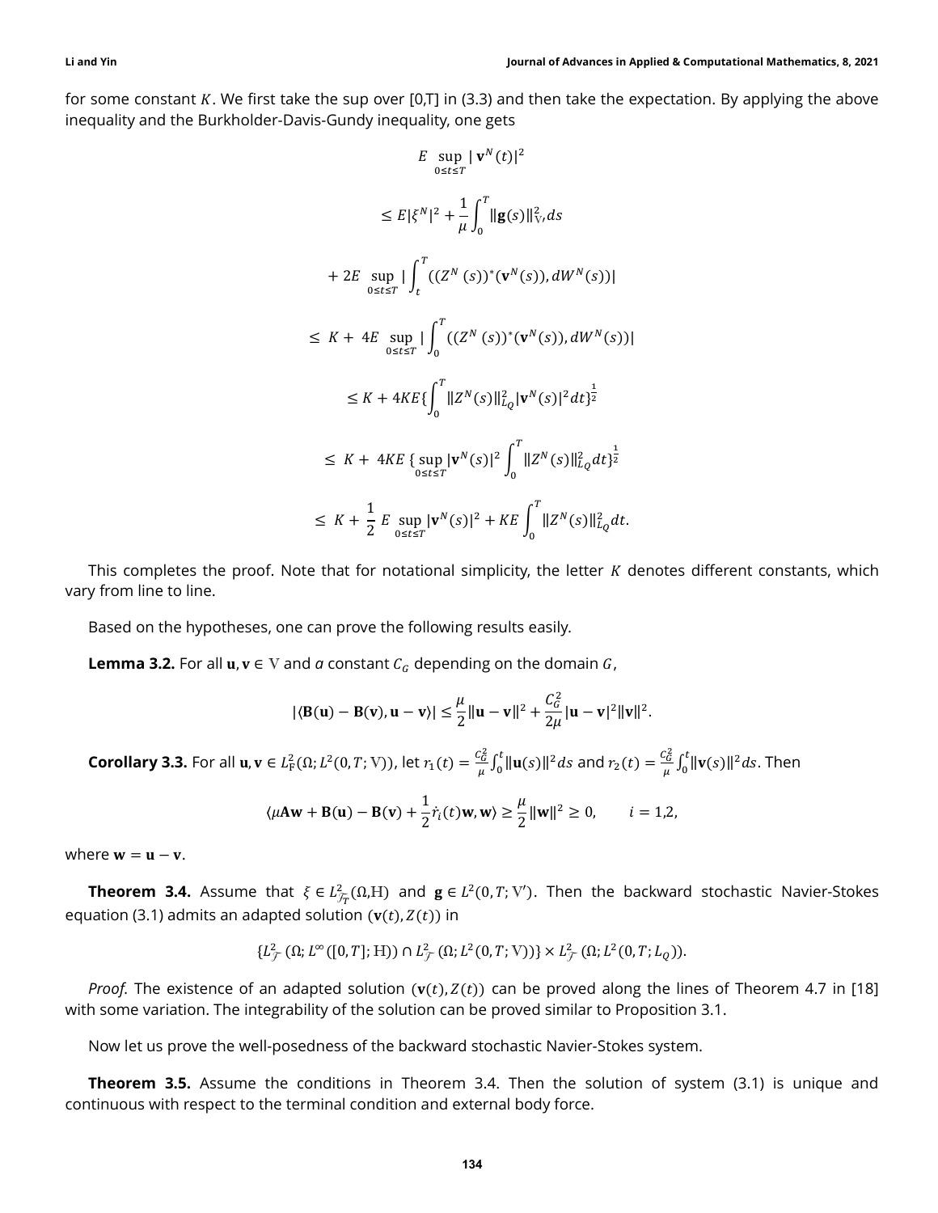for some constant $K$. We first take the sup over [0,T] in (3.3) and then take the expectation. By applying the above inequality and the Burkholder-Davis-Gundy inequality, one gets

$$
\begin{aligned}
& E \sup_{0\le t\le T} |\mathbf{v}^N(t)|^2 \\
& \le E|\xi^N|^2 + \frac{1}{\mu}\int_0^T \|\mathbf{g}(s)\|_{\mathbb{V}'}^2 ds \\
& + 2E \sup_{0\le t\le T} |\int_t^T ((Z^N(s))^*(\mathbf{v}^N(s)), dW^N(s))| \\
& \le K + 4E \sup_{0\le t\le T} |\int_0^T ((Z^N(s))^*(\mathbf{v}^N(s)), dW^N(s))| \\
& \le K + 4KE\{\int_0^T \|Z^N(s)\|_{L_Q}^2 |\mathbf{v}^N(s)|^2 dt\}^{\frac{1}{2}} \\
& \le K + 4KE\{\sup_{0\le t\le T} |\mathbf{v}^N(s)|^2 \int_0^T \|Z^N(s)\|_{L_Q}^2 dt\}^{\frac{1}{2}} \\
& \le K + \frac{1}{2} E \sup_{0\le t\le T} |\mathbf{v}^N(s)|^2 + KE\int_0^T \|Z^N(s)\|_{L_Q}^2 dt.
\end{aligned}
$$

This completes the proof. Note that for notational simplicity, the letter $K$ denotes different constants, which vary from line to line.

Based on the hypotheses, one can prove the following results easily.

**Lemma 3.2.** For all $\mathbf{u}, \mathbf{v} \in \mathbb{V}$ and *a* constant $C_G$ depending on the domain $G$,

$$
|\langle \mathbf{B}(\mathbf{u}) - \mathbf{B}(\mathbf{v}), \mathbf{u} - \mathbf{v}\rangle| \le \frac{\mu}{2}\|\mathbf{u} - \mathbf{v}\|^2 + \frac{C_G^2}{2\mu}|\mathbf{u} - \mathbf{v}|^2\|\mathbf{v}\|^2.
$$

**Corollary 3.3.** For all $\mathbf{u}, \mathbf{v} \in L_{\mathrm{F}}^2(\Omega; L^2(0,T;\mathbb{V}))$, let $r_1(t) = \frac{C_G^2}{\mu}\int_0^t \|\mathbf{u}(s)\|^2 ds$ and $r_2(t) = \frac{C_G^2}{\mu}\int_0^t \|\mathbf{v}(s)\|^2 ds$. Then

$$
\langle \mu\mathbf{A}\mathbf{w} + \mathbf{B}(\mathbf{u}) - \mathbf{B}(\mathbf{v}) + \frac{1}{2}\dot{r}_i(t)\mathbf{w}, \mathbf{w}\rangle \ge \frac{\mu}{2}\|\mathbf{w}\|^2 \ge 0, \qquad i = 1,2,
$$

where $\mathbf{w} = \mathbf{u} - \mathbf{v}$.

**Theorem 3.4.** Assume that $\xi \in L_{\mathcal{F}_T}^2(\Omega, \mathbb{H})$ and $\mathbf{g} \in L^2(0,T;\mathbb{V}')$. Then the backward stochastic Navier-Stokes equation (3.1) admits an adapted solution $(\mathbf{v}(t), Z(t))$ in

$$
\{L_{\mathcal{F}}^2(\Omega; L^\infty([0,T];\mathbb{H})) \cap L_{\mathcal{F}}^2(\Omega; L^2(0,T;\mathbb{V}))\} \times L_{\mathcal{F}}^2(\Omega; L^2(0,T;L_Q)).
$$

*Proof.* The existence of an adapted solution $(\mathbf{v}(t), Z(t))$ can be proved along the lines of Theorem 4.7 in [18] with some variation. The integrability of the solution can be proved similar to Proposition 3.1.

Now let us prove the well-posedness of the backward stochastic Navier-Stokes system.

**Theorem 3.5.** Assume the conditions in Theorem 3.4. Then the solution of system (3.1) is unique and continuous with respect to the terminal condition and external body force.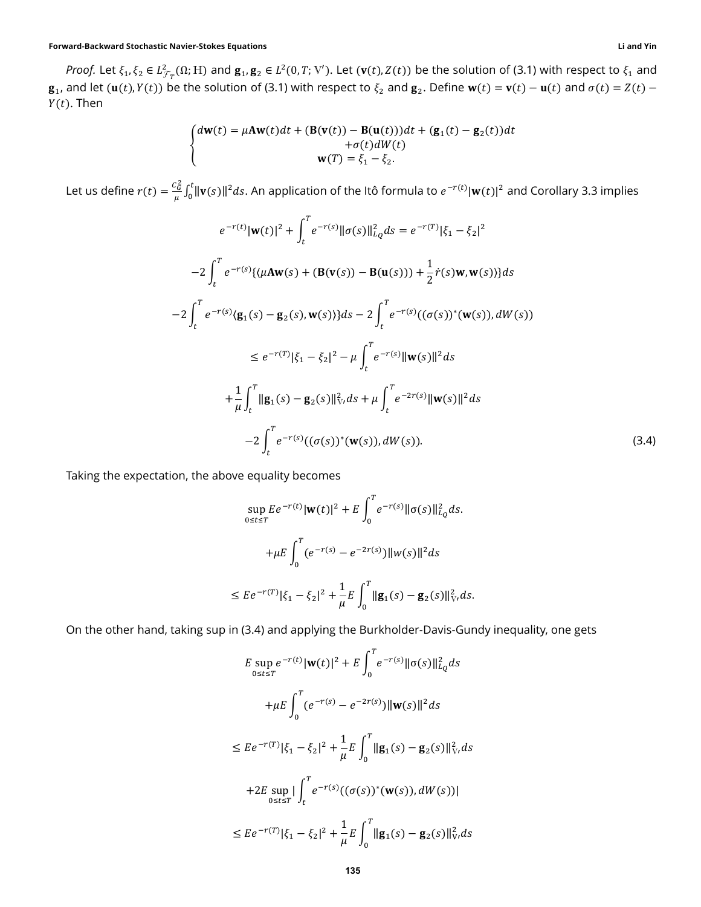*Proof.* Let $\xi_1, \xi_2 \in L^2_{\mathcal{F}_T}(\Omega; \mathbb{H})$ and $\mathbf{g}_1, \mathbf{g}_2 \in L^2(0,T;\mathbb{V}')$. Let $(\mathbf{v}(t), Z(t))$ be the solution of (3.1) with respect to $\xi_1$ and $\mathbf{g}_1$, and let $(\mathbf{u}(t), Y(t))$ be the solution of (3.1) with respect to $\xi_2$ and $\mathbf{g}_2$. Define $\mathbf{w}(t) = \mathbf{v}(t) - \mathbf{u}(t)$ and $\sigma(t) = Z(t) - Y(t)$. Then

$$
\begin{cases}
d\mathbf{w}(t) = \mu \mathbf{A}\mathbf{w}(t)dt + (\mathbf{B}(\mathbf{v}(t)) - \mathbf{B}(\mathbf{u}(t)))dt + (\mathbf{g}_1(t) - \mathbf{g}_2(t))dt \\
\qquad\qquad + \sigma(t)dW(t) \\
\qquad\qquad \mathbf{w}(T) = \xi_1 - \xi_2.
\end{cases}
$$

Let us define $r(t) = \frac{C_G^2}{\mu}\int_0^t \|\mathbf{v}(s)\|^2 ds$. An application of the Itô formula to $e^{-r(t)}|\mathbf{w}(t)|^2$ and Corollary 3.3 implies

$$
\begin{aligned}
& e^{-r(t)}|\mathbf{w}(t)|^2 + \int_t^T e^{-r(s)}\|\sigma(s)\|^2_{L_Q} ds = e^{-r(T)}|\xi_1 - \xi_2|^2 \\
& -2\int_t^T e^{-r(s)}\{\langle \mu \mathbf{A}\mathbf{w}(s) + (\mathbf{B}(\mathbf{v}(s)) - \mathbf{B}(\mathbf{u}(s))) + \frac{1}{2}\dot{r}(s)\mathbf{w}, \mathbf{w}(s)\rangle\} ds \\
& -2\int_t^T e^{-r(s)}\langle \mathbf{g}_1(s) - \mathbf{g}_2(s), \mathbf{w}(s)\rangle\} ds - 2\int_t^T e^{-r(s)}((\sigma(s))^*(\mathbf{w}(s)), dW(s)) \\
& \leq e^{-r(T)}|\xi_1 - \xi_2|^2 - \mu\int_t^T e^{-r(s)}\|\mathbf{w}(s)\|^2 ds \\
& + \frac{1}{\mu}\int_t^T \|\mathbf{g}_1(s) - \mathbf{g}_2(s)\|^2_{\mathbb{V}'} ds + \mu\int_t^T e^{-2r(s)}\|\mathbf{w}(s)\|^2 ds \\
& -2\int_t^T e^{-r(s)}((\sigma(s))^*(\mathbf{w}(s)), dW(s)).
\end{aligned}
\tag{3.4}
$$

Taking the expectation, the above equality becomes

$$
\begin{aligned}
& \sup_{0\leq t\leq T} Ee^{-r(t)}|\mathbf{w}(t)|^2 + E\int_0^T e^{-r(s)}\|\sigma(s)\|^2_{L_Q} ds. \\
& + \mu E\int_0^T (e^{-r(s)} - e^{-2r(s)})\|w(s)\|^2 ds \\
& \leq Ee^{-r(T)}|\xi_1 - \xi_2|^2 + \frac{1}{\mu}E\int_0^T \|\mathbf{g}_1(s) - \mathbf{g}_2(s)\|^2_{\mathbb{V}'} ds.
\end{aligned}
$$

On the other hand, taking sup in (3.4) and applying the Burkholder-Davis-Gundy inequality, one gets

$$
\begin{aligned}
& E\sup_{0\leq t\leq T} e^{-r(t)}|\mathbf{w}(t)|^2 + E\int_0^T e^{-r(s)}\|\sigma(s)\|^2_{L_Q} ds \\
& + \mu E\int_0^T (e^{-r(s)} - e^{-2r(s)})\|\mathbf{w}(s)\|^2 ds \\
& \leq Ee^{-r(T)}|\xi_1 - \xi_2|^2 + \frac{1}{\mu}E\int_0^T \|\mathbf{g}_1(s) - \mathbf{g}_2(s)\|^2_{\mathbb{V}'} ds \\
& + 2E\sup_{0\leq t\leq T}\left|\int_t^T e^{-r(s)}((\sigma(s))^*(\mathbf{w}(s)), dW(s))\right| \\
& \leq Ee^{-r(T)}|\xi_1 - \xi_2|^2 + \frac{1}{\mu}E\int_0^T \|\mathbf{g}_1(s) - \mathbf{g}_2(s)\|^2_{\mathbb{V}'} ds
\end{aligned}
$$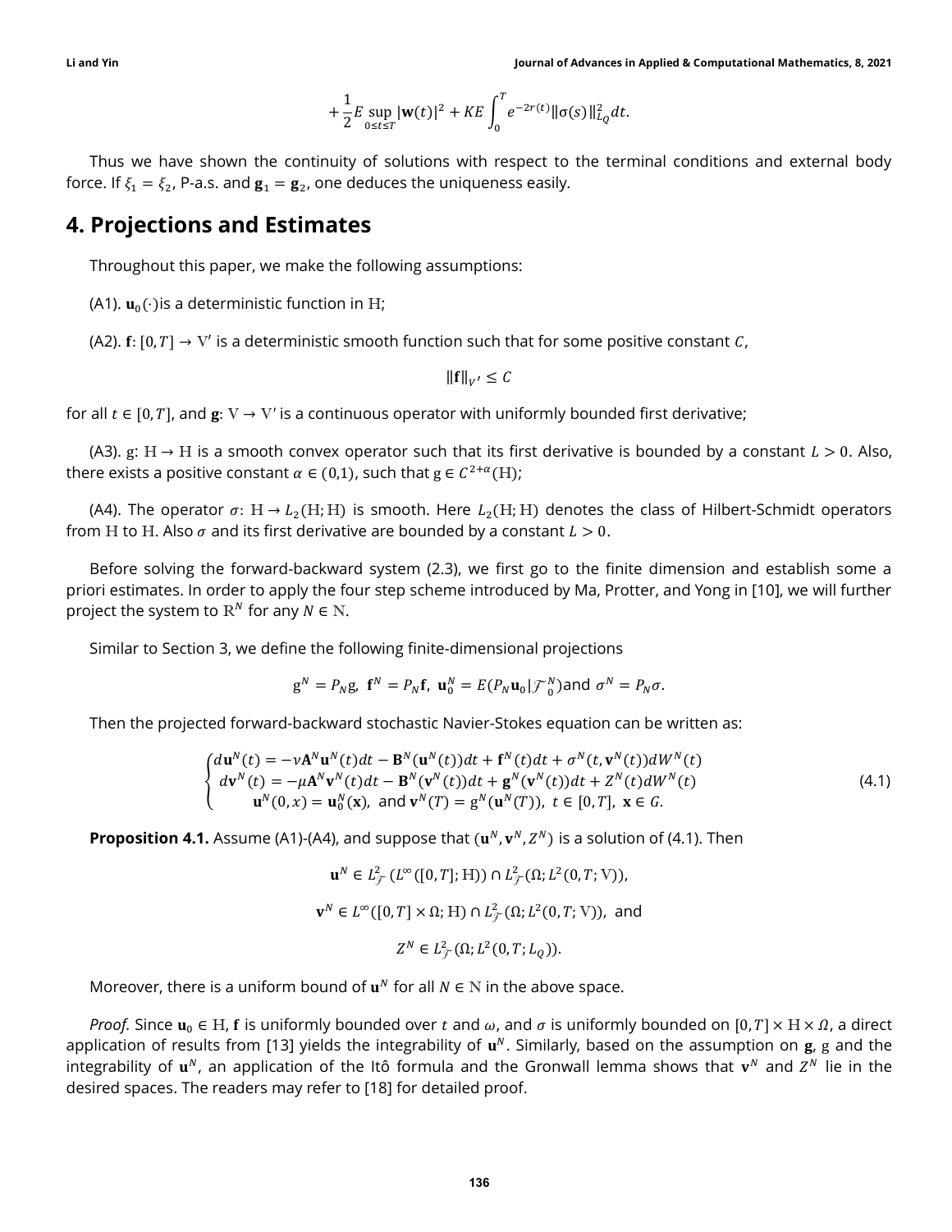$$+\frac{1}{2}E\sup_{0\le t\le T}|\mathbf{w}(t)|^2 + KE\int_0^T e^{-2r(t)}\|\sigma(s)\|_{L_Q}^2 dt.$$

Thus we have shown the continuity of solutions with respect to the terminal conditions and external body force. If $\xi_1 = \xi_2$, P-a.s. and $\mathbf{g}_1 = \mathbf{g}_2$, one deduces the uniqueness easily.

## 4. Projections and Estimates

Throughout this paper, we make the following assumptions:

(A1). $\mathbf{u}_0(\cdot)$is a deterministic function in $\mathrm{H}$;

(A2). $\mathbf{f}: [0,T] \to \mathrm{V}'$ is a deterministic smooth function such that for some positive constant $C$,

$$\|\mathbf{f}\|_{V'} \le C$$

for all $t \in [0,T]$, and $\mathbf{g}: \mathrm{V} \to \mathrm{V}'$ is a continuous operator with uniformly bounded first derivative;

(A3). $\mathrm{g}: \mathrm{H} \to \mathrm{H}$ is a smooth convex operator such that its first derivative is bounded by a constant $L > 0$. Also, there exists a positive constant $\alpha \in (0,1)$, such that $\mathrm{g} \in C^{2+\alpha}(\mathrm{H})$;

(A4). The operator $\sigma: \mathrm{H} \to L_2(\mathrm{H};\mathrm{H})$ is smooth. Here $L_2(\mathrm{H};\mathrm{H})$ denotes the class of Hilbert-Schmidt operators from $\mathrm{H}$ to $\mathrm{H}$. Also $\sigma$ and its first derivative are bounded by a constant $L > 0$.

Before solving the forward-backward system (2.3), we first go to the finite dimension and establish some a priori estimates. In order to apply the four step scheme introduced by Ma, Protter, and Yong in [10], we will further project the system to $\mathbb{R}^N$ for any $N \in \mathbb{N}$.

Similar to Section 3, we define the following finite-dimensional projections

$$\mathrm{g}^N = P_N\mathrm{g},\ \mathbf{f}^N = P_N\mathbf{f},\ \mathbf{u}_0^N = E(P_N\mathbf{u}_0|\mathcal{F}_0^N) \text{and } \sigma^N = P_N\sigma.$$

Then the projected forward-backward stochastic Navier-Stokes equation can be written as:

$$\begin{cases} d\mathbf{u}^N(t) = -\nu\mathbf{A}^N\mathbf{u}^N(t)dt - \mathbf{B}^N(\mathbf{u}^N(t))dt + \mathbf{f}^N(t)dt + \sigma^N(t,\mathbf{v}^N(t))dW^N(t) \\ d\mathbf{v}^N(t) = -\mu\mathbf{A}^N\mathbf{v}^N(t)dt - \mathbf{B}^N(\mathbf{v}^N(t))dt + \mathbf{g}^N(\mathbf{v}^N(t))dt + Z^N(t)dW^N(t) \\ \mathbf{u}^N(0,x) = \mathbf{u}_0^N(\mathbf{x}),\ \text{and } \mathbf{v}^N(T) = \mathrm{g}^N(\mathbf{u}^N(T)),\ t \in [0,T],\ \mathbf{x} \in G. \end{cases} \tag{4.1}$$

**Proposition 4.1.** Assume (A1)-(A4), and suppose that $(\mathbf{u}^N, \mathbf{v}^N, Z^N)$ is a solution of (4.1). Then

$$\mathbf{u}^N \in L^2_{\mathcal{F}}(L^\infty([0,T];\mathrm{H})) \cap L^2_{\mathcal{F}}(\Omega; L^2(0,T;\mathrm{V})),$$

$$\mathbf{v}^N \in L^\infty([0,T]\times\Omega;\mathrm{H}) \cap L^2_{\mathcal{F}}(\Omega; L^2(0,T;\mathrm{V})), \text{ and}$$

$$Z^N \in L^2_{\mathcal{F}}(\Omega; L^2(0,T;L_Q)).$$

Moreover, there is a uniform bound of $\mathbf{u}^N$ for all $N \in \mathbb{N}$ in the above space.

*Proof.* Since $\mathbf{u}_0 \in \mathrm{H}$, $\mathbf{f}$ is uniformly bounded over $t$ and $\omega$, and $\sigma$ is uniformly bounded on $[0,T]\times\mathrm{H}\times\Omega$, a direct application of results from [13] yields the integrability of $\mathbf{u}^N$. Similarly, based on the assumption on $\mathbf{g}$, $\mathrm{g}$ and the integrability of $\mathbf{u}^N$, an application of the Itô formula and the Gronwall lemma shows that $\mathbf{v}^N$ and $Z^N$ lie in the desired spaces. The readers may refer to [18] for detailed proof.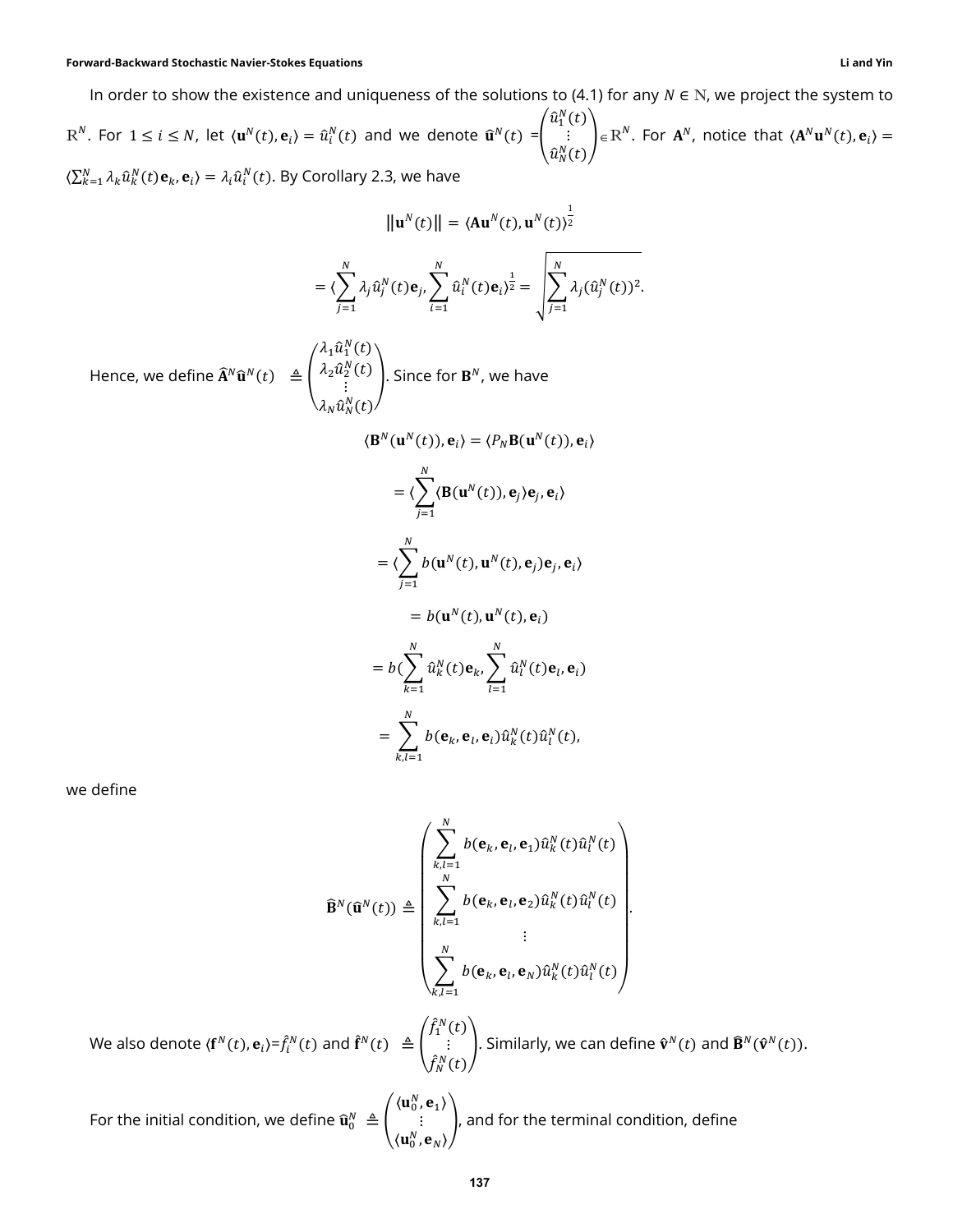In order to show the existence and uniqueness of the solutions to (4.1) for any $N \in \mathbb{N}$, we project the system to $\mathbb{R}^N$. For $1 \le i \le N$, let $\langle \mathbf{u}^N(t), \mathbf{e}_i \rangle = \hat{u}_i^N(t)$ and we denote $\hat{\mathbf{u}}^N(t) = \begin{pmatrix} \hat{u}_1^N(t) \\ \vdots \\ \hat{u}_N^N(t) \end{pmatrix} \in \mathbb{R}^N$. For $\mathbf{A}^N$, notice that $\langle \mathbf{A}^N \mathbf{u}^N(t), \mathbf{e}_i \rangle = \langle \sum_{k=1}^N \lambda_k \hat{u}_k^N(t) \mathbf{e}_k, \mathbf{e}_i \rangle = \lambda_i \hat{u}_i^N(t)$. By Corollary 2.3, we have

$$
\|\mathbf{u}^N(t)\| = \langle \mathbf{A}\mathbf{u}^N(t), \mathbf{u}^N(t) \rangle^{\frac{1}{2}}
$$

$$
= \langle \sum_{j=1}^N \lambda_j \hat{u}_j^N(t) \mathbf{e}_j, \sum_{i=1}^N \hat{u}_i^N(t) \mathbf{e}_i \rangle^{\frac{1}{2}} = \sqrt{\sum_{j=1}^N \lambda_j (\hat{u}_j^N(t))^2}.
$$

Hence, we define $\hat{\mathbf{A}}^N \hat{\mathbf{u}}^N(t) \triangleq \begin{pmatrix} \lambda_1 \hat{u}_1^N(t) \\ \lambda_2 \hat{u}_2^N(t) \\ \vdots \\ \lambda_N \hat{u}_N^N(t) \end{pmatrix}$. Since for $\mathbf{B}^N$, we have

$$
\langle \mathbf{B}^N(\mathbf{u}^N(t)), \mathbf{e}_i \rangle = \langle P_N \mathbf{B}(\mathbf{u}^N(t)), \mathbf{e}_i \rangle
$$

$$
= \langle \sum_{j=1}^N \langle \mathbf{B}(\mathbf{u}^N(t)), \mathbf{e}_j \rangle \mathbf{e}_j, \mathbf{e}_i \rangle
$$

$$
= \langle \sum_{j=1}^N b(\mathbf{u}^N(t), \mathbf{u}^N(t), \mathbf{e}_j) \mathbf{e}_j, \mathbf{e}_i \rangle
$$

$$
= b(\mathbf{u}^N(t), \mathbf{u}^N(t), \mathbf{e}_i)
$$

$$
= b(\sum_{k=1}^N \hat{u}_k^N(t) \mathbf{e}_k, \sum_{l=1}^N \hat{u}_l^N(t) \mathbf{e}_l, \mathbf{e}_i)
$$

$$
= \sum_{k,l=1}^N b(\mathbf{e}_k, \mathbf{e}_l, \mathbf{e}_i) \hat{u}_k^N(t) \hat{u}_l^N(t),
$$

we define

$$
\hat{\mathbf{B}}^N(\hat{\mathbf{u}}^N(t)) \triangleq \begin{pmatrix} \sum_{k,l=1}^N b(\mathbf{e}_k, \mathbf{e}_l, \mathbf{e}_1) \hat{u}_k^N(t) \hat{u}_l^N(t) \\ \sum_{k,l=1}^N b(\mathbf{e}_k, \mathbf{e}_l, \mathbf{e}_2) \hat{u}_k^N(t) \hat{u}_l^N(t) \\ \vdots \\ \sum_{k,l=1}^N b(\mathbf{e}_k, \mathbf{e}_l, \mathbf{e}_N) \hat{u}_k^N(t) \hat{u}_l^N(t) \end{pmatrix}.
$$

We also denote $\langle \mathbf{f}^N(t), \mathbf{e}_i \rangle = \hat{f}_i^N(t)$ and $\hat{\mathbf{f}}^N(t) \triangleq \begin{pmatrix} \hat{f}_1^N(t) \\ \vdots \\ \hat{f}_N^N(t) \end{pmatrix}$. Similarly, we can define $\hat{\mathbf{v}}^N(t)$ and $\hat{\mathbf{B}}^N(\hat{\mathbf{v}}^N(t))$.

For the initial condition, we define $\hat{\mathbf{u}}_0^N \triangleq \begin{pmatrix} \langle \mathbf{u}_0^N, \mathbf{e}_1 \rangle \\ \vdots \\ \langle \mathbf{u}_0^N, \mathbf{e}_N \rangle \end{pmatrix}$, and for the terminal condition, define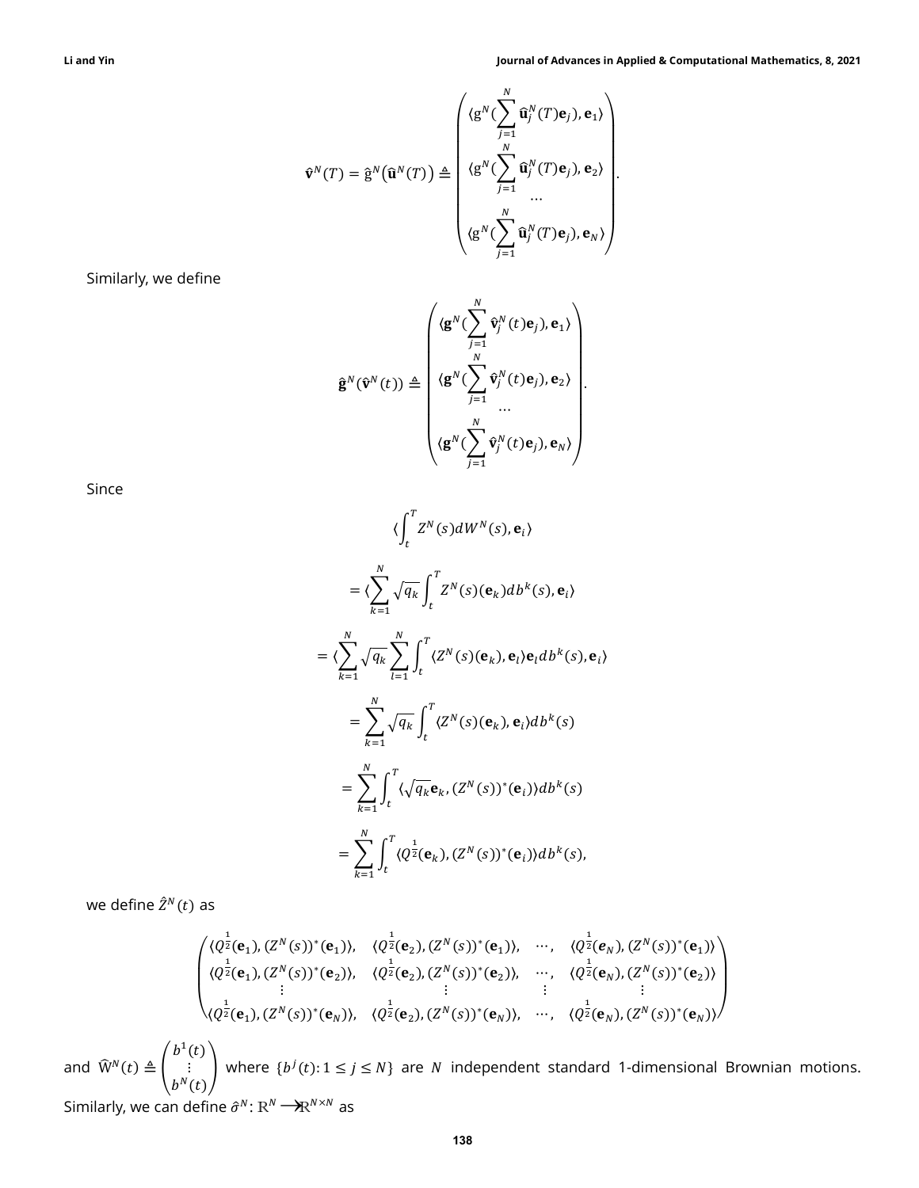$$
\hat{\mathbf{v}}^N(T) = \hat{\mathrm{g}}^N\big(\hat{\mathbf{u}}^N(T)\big) \triangleq \begin{pmatrix} \langle \mathrm{g}^N(\sum_{j=1}^{N} \hat{\mathbf{u}}_j^N(T)\mathbf{e}_j), \mathbf{e}_1 \rangle \\ \langle \mathrm{g}^N(\sum_{j=1}^{N} \hat{\mathbf{u}}_j^N(T)\mathbf{e}_j), \mathbf{e}_2 \rangle \\ \cdots \\ \langle \mathrm{g}^N(\sum_{j=1}^{N} \hat{\mathbf{u}}_j^N(T)\mathbf{e}_j), \mathbf{e}_N \rangle \end{pmatrix}.
$$

Similarly, we define

$$
\hat{\mathbf{g}}^N(\hat{\mathbf{v}}^N(t)) \triangleq \begin{pmatrix} \langle \mathbf{g}^N(\sum_{j=1}^{N} \hat{\mathbf{v}}_j^N(t)\mathbf{e}_j), \mathbf{e}_1 \rangle \\ \langle \mathbf{g}^N(\sum_{j=1}^{N} \hat{\mathbf{v}}_j^N(t)\mathbf{e}_j), \mathbf{e}_2 \rangle \\ \cdots \\ \langle \mathbf{g}^N(\sum_{j=1}^{N} \hat{\mathbf{v}}_j^N(t)\mathbf{e}_j), \mathbf{e}_N \rangle \end{pmatrix}.
$$

Since

$$
\begin{aligned}
&\langle \int_t^T Z^N(s)dW^N(s), \mathbf{e}_i \rangle \\
&= \langle \sum_{k=1}^{N} \sqrt{q_k} \int_t^T Z^N(s)(\mathbf{e}_k)db^k(s), \mathbf{e}_i \rangle \\
&= \langle \sum_{k=1}^{N} \sqrt{q_k} \sum_{l=1}^{N} \int_t^T \langle Z^N(s)(\mathbf{e}_k), \mathbf{e}_l \rangle \mathbf{e}_l db^k(s), \mathbf{e}_i \rangle \\
&= \sum_{k=1}^{N} \sqrt{q_k} \int_t^T \langle Z^N(s)(\mathbf{e}_k), \mathbf{e}_i \rangle db^k(s) \\
&= \sum_{k=1}^{N} \int_t^T \langle \sqrt{q_k}\mathbf{e}_k, (Z^N(s))^*(\mathbf{e}_i) \rangle db^k(s) \\
&= \sum_{k=1}^{N} \int_t^T \langle Q^{\frac{1}{2}}(\mathbf{e}_k), (Z^N(s))^*(\mathbf{e}_i) \rangle db^k(s),
\end{aligned}
$$

we define $\hat{Z}^N(t)$ as

$$
\begin{pmatrix}
\langle Q^{\frac{1}{2}}(\mathbf{e}_1), (Z^N(s))^*(\mathbf{e}_1) \rangle, & \langle Q^{\frac{1}{2}}(\mathbf{e}_2), (Z^N(s))^*(\mathbf{e}_1) \rangle, & \cdots, & \langle Q^{\frac{1}{2}}(\mathbf{e}_N), (Z^N(s))^*(\mathbf{e}_1) \rangle \\
\langle Q^{\frac{1}{2}}(\mathbf{e}_1), (Z^N(s))^*(\mathbf{e}_2) \rangle, & \langle Q^{\frac{1}{2}}(\mathbf{e}_2), (Z^N(s))^*(\mathbf{e}_2) \rangle, & \cdots, & \langle Q^{\frac{1}{2}}(\mathbf{e}_N), (Z^N(s))^*(\mathbf{e}_2) \rangle \\
\vdots & \vdots & \vdots & \vdots \\
\langle Q^{\frac{1}{2}}(\mathbf{e}_1), (Z^N(s))^*(\mathbf{e}_N) \rangle, & \langle Q^{\frac{1}{2}}(\mathbf{e}_2), (Z^N(s))^*(\mathbf{e}_N) \rangle, & \cdots, & \langle Q^{\frac{1}{2}}(\mathbf{e}_N), (Z^N(s))^*(\mathbf{e}_N) \rangle
\end{pmatrix}
$$

and $\widehat{W}^N(t) \triangleq \begin{pmatrix} b^1(t) \\ \vdots \\ b^N(t) \end{pmatrix}$ where $\{b^j(t) : 1 \le j \le N\}$ are $N$ independent standard 1-dimensional Brownian motions. Similarly, we can define $\hat{\sigma}^N : \mathbb{R}^N \longrightarrow \mathbb{R}^{N \times N}$ as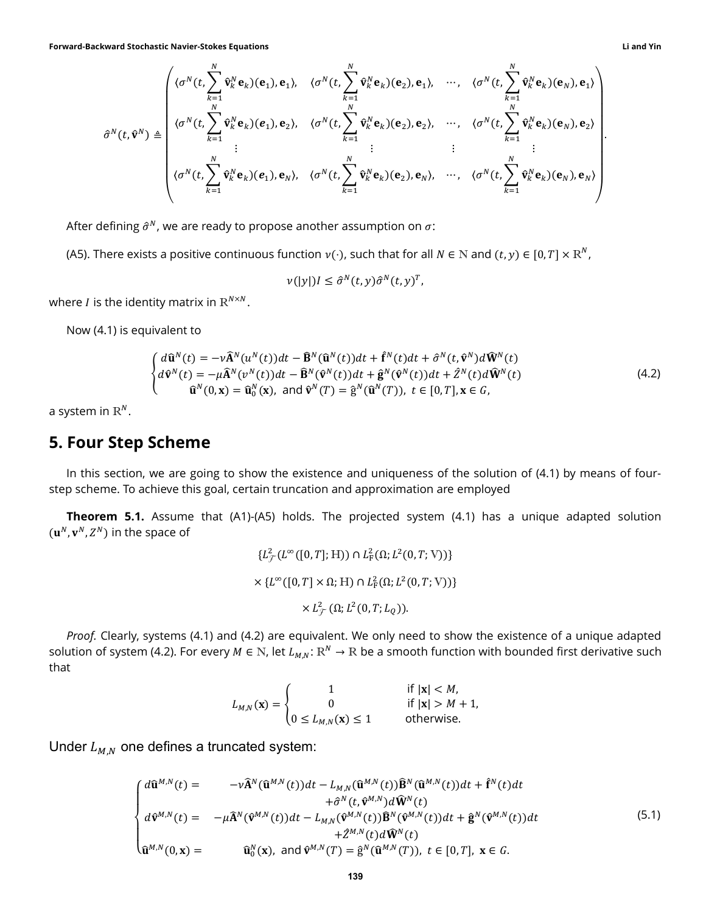$$
\hat{\sigma}^N(t,\hat{\mathbf{v}}^N) \triangleq \begin{pmatrix} \langle \sigma^N(t,\sum_{k=1}^N \hat{\mathbf{v}}_k^N \mathbf{e}_k)(\mathbf{e}_1), \mathbf{e}_1\rangle, & \langle \sigma^N(t,\sum_{k=1}^N \hat{\mathbf{v}}_k^N \mathbf{e}_k)(\mathbf{e}_2), \mathbf{e}_1\rangle, & \cdots, & \langle \sigma^N(t,\sum_{k=1}^N \hat{\mathbf{v}}_k^N \mathbf{e}_k)(\mathbf{e}_N), \mathbf{e}_1\rangle \\ \langle \sigma^N(t,\sum_{k=1}^N \hat{\mathbf{v}}_k^N \mathbf{e}_k)(\mathbf{e}_1), \mathbf{e}_2\rangle, & \langle \sigma^N(t,\sum_{k=1}^N \hat{\mathbf{v}}_k^N \mathbf{e}_k)(\mathbf{e}_2), \mathbf{e}_2\rangle, & \cdots, & \langle \sigma^N(t,\sum_{k=1}^N \hat{\mathbf{v}}_k^N \mathbf{e}_k)(\mathbf{e}_N), \mathbf{e}_2\rangle \\ \vdots & \vdots & \vdots & \vdots \\ \langle \sigma^N(t,\sum_{k=1}^N \hat{\mathbf{v}}_k^N \mathbf{e}_k)(\mathbf{e}_1), \mathbf{e}_N\rangle, & \langle \sigma^N(t,\sum_{k=1}^N \hat{\mathbf{v}}_k^N \mathbf{e}_k)(\mathbf{e}_2), \mathbf{e}_N\rangle, & \cdots, & \langle \sigma^N(t,\sum_{k=1}^N \hat{\mathbf{v}}_k^N \mathbf{e}_k)(\mathbf{e}_N), \mathbf{e}_N\rangle \end{pmatrix}.
$$

After defining $\hat{\sigma}^N$, we are ready to propose another assumption on $\sigma$:

(A5). There exists a positive continuous function $\nu(\cdot)$, such that for all $N \in \mathbb{N}$ and $(t, y) \in [0, T] \times \mathbb{R}^N$,

$$
\nu(|y|)I \leq \hat{\sigma}^N(t,y)\hat{\sigma}^N(t,y)^T,
$$

where $I$ is the identity matrix in $\mathbb{R}^{N\times N}$.

Now (4.1) is equivalent to

$$
\begin{cases} d\hat{\mathbf{u}}^N(t) = -\nu\hat{\mathbf{A}}^N(u^N(t))dt - \hat{\mathbf{B}}^N(\hat{\mathbf{u}}^N(t))dt + \hat{\mathbf{f}}^N(t)dt + \hat{\sigma}^N(t,\hat{\mathbf{v}}^N)d\widehat{\mathbf{W}}^N(t) \\ d\hat{\mathbf{v}}^N(t) = -\mu\hat{\mathbf{A}}^N(v^N(t))dt - \hat{\mathbf{B}}^N(\hat{\mathbf{v}}^N(t))dt + \hat{\mathbf{g}}^N(\hat{\mathbf{v}}^N(t))dt + \hat{Z}^N(t)d\widehat{\mathbf{W}}^N(t) \\ \quad \hat{\mathbf{u}}^N(0,\mathbf{x}) = \hat{\mathbf{u}}_0^N(\mathbf{x}), \text{ and } \hat{\mathbf{v}}^N(T) = \hat{\mathrm{g}}^N(\hat{\mathbf{u}}^N(T)), \ t \in [0,T], \mathbf{x} \in G, \end{cases} \tag{4.2}
$$

a system in $\mathbb{R}^N$.

## 5. Four Step Scheme

In this section, we are going to show the existence and uniqueness of the solution of (4.1) by means of four-step scheme. To achieve this goal, certain truncation and approximation are employed

**Theorem 5.1.** Assume that (A1)-(A5) holds. The projected system (4.1) has a unique adapted solution $(\mathbf{u}^N, \mathbf{v}^N, Z^N)$ in the space of

$$
\{L^2_{\mathcal{F}}(L^\infty([0,T];\mathbb{H})) \cap L^2_{\mathrm{F}}(\Omega; L^2(0,T;\mathbb{V}))\}
$$

$$
\times \{L^\infty([0,T]\times\Omega;\mathbb{H}) \cap L^2_{\mathrm{F}}(\Omega; L^2(0,T;\mathbb{V}))\}
$$

$$
\times L^2_{\mathcal{F}}(\Omega; L^2(0,T;L_Q)).
$$

*Proof.* Clearly, systems (4.1) and (4.2) are equivalent. We only need to show the existence of a unique adapted solution of system (4.2). For every $M \in \mathbb{N}$, let $L_{M,N}\colon \mathbb{R}^N \to \mathbb{R}$ be a smooth function with bounded first derivative such that

$$
L_{M,N}(\mathbf{x}) = \begin{cases} 1 & \text{if } |\mathbf{x}| < M, \\ 0 & \text{if } |\mathbf{x}| > M+1, \\ 0 \leq L_{M,N}(\mathbf{x}) \leq 1 & \text{otherwise.} \end{cases}
$$

Under $L_{M,N}$ one defines a truncated system:

$$
\begin{cases} d\hat{\mathbf{u}}^{M,N}(t) = & -\nu\hat{\mathbf{A}}^N(\hat{\mathbf{u}}^{M,N}(t))dt - L_{M,N}(\hat{\mathbf{u}}^{M,N}(t))\hat{\mathbf{B}}^N(\hat{\mathbf{u}}^{M,N}(t))dt + \hat{\mathbf{f}}^N(t)dt \\ & +\hat{\sigma}^N(t,\hat{\mathbf{v}}^{M,N})d\widehat{\mathbf{W}}^N(t) \\ d\hat{\mathbf{v}}^{M,N}(t) = & -\mu\hat{\mathbf{A}}^N(\hat{\mathbf{v}}^{M,N}(t))dt - L_{M,N}(\hat{\mathbf{v}}^{M,N}(t))\hat{\mathbf{B}}^N(\hat{\mathbf{v}}^{M,N}(t))dt + \hat{\mathbf{g}}^N(\hat{\mathbf{v}}^{M,N}(t))dt \\ & +\hat{Z}^{M,N}(t)d\widehat{\mathbf{W}}^N(t) \\ \hat{\mathbf{u}}^{M,N}(0,\mathbf{x}) = & \hat{\mathbf{u}}_0^N(\mathbf{x}), \text{ and } \hat{\mathbf{v}}^{M,N}(T) = \hat{\mathrm{g}}^N(\hat{\mathbf{u}}^{M,N}(T)), \ t \in [0,T], \ \mathbf{x} \in G. \end{cases} \tag{5.1}
$$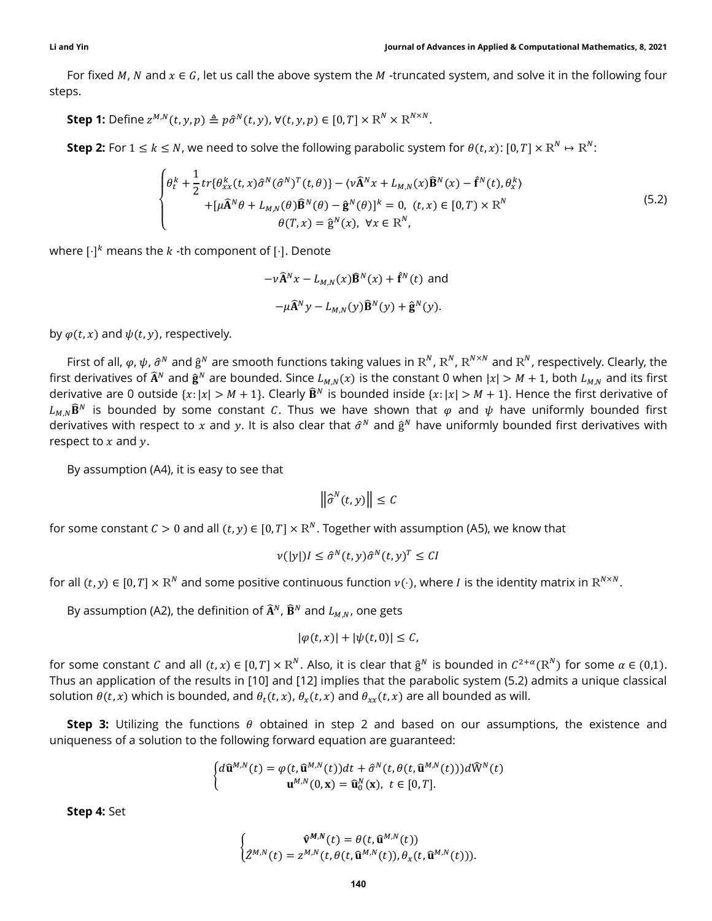For fixed $M$, $N$ and $x \in G$, let us call the above system the $M$ -truncated system, and solve it in the following four steps.

**Step 1:** Define $z^{M,N}(t,y,p) \triangleq p\hat{\sigma}^N(t,y)$, $\forall (t,y,p) \in [0,T] \times \mathbb{R}^N \times \mathbb{R}^{N\times N}$.

**Step 2:** For $1 \le k \le N$, we need to solve the following parabolic system for $\theta(t,x)\colon [0,T] \times \mathbb{R}^N \mapsto \mathbb{R}^N$:

$$
\begin{cases}
\theta_t^k + \dfrac{1}{2} tr\{\theta_{xx}^k(t,x)\hat{\sigma}^N(\hat{\sigma}^N)^T(t,\theta)\} - \langle \nu \widehat{\mathbf{A}}^N x + L_{M,N}(x)\widehat{\mathbf{B}}^N(x) - \hat{\mathbf{f}}^N(t), \theta_x^k\rangle \\
\qquad + [\mu \widehat{\mathbf{A}}^N \theta + L_{M,N}(\theta)\widehat{\mathbf{B}}^N(\theta) - \hat{\mathbf{g}}^N(\theta)]^k = 0, \ (t,x) \in [0,T) \times \mathbb{R}^N \\
\qquad \theta(T,x) = \hat{\mathrm{g}}^N(x), \ \forall x \in \mathbb{R}^N,
\end{cases}
\tag{5.2}
$$

where $[\cdot]^k$ means the $k$ -th component of $[\cdot]$. Denote

$$
-\nu \widehat{\mathbf{A}}^N x - L_{M,N}(x)\widehat{\mathbf{B}}^N(x) + \hat{\mathbf{f}}^N(t) \text{ and}
$$

$$
-\mu \widehat{\mathbf{A}}^N y - L_{M,N}(y)\widehat{\mathbf{B}}^N(y) + \hat{\mathbf{g}}^N(y).
$$

by $\varphi(t,x)$ and $\psi(t,y)$, respectively.

First of all, $\varphi$, $\psi$, $\hat{\sigma}^N$ and $\hat{\mathrm{g}}^N$ are smooth functions taking values in $\mathbb{R}^N$, $\mathbb{R}^N$, $\mathbb{R}^{N\times N}$ and $\mathbb{R}^N$, respectively. Clearly, the first derivatives of $\widehat{\mathbf{A}}^N$ and $\hat{\mathbf{g}}^N$ are bounded. Since $L_{M,N}(x)$ is the constant 0 when $|x| > M+1$, both $L_{M,N}$ and its first derivative are 0 outside $\{x\colon |x| > M+1\}$. Clearly $\widehat{\mathbf{B}}^N$ is bounded inside $\{x\colon |x| > M+1\}$. Hence the first derivative of $L_{M,N}\widehat{\mathbf{B}}^N$ is bounded by some constant $C$. Thus we have shown that $\varphi$ and $\psi$ have uniformly bounded first derivatives with respect to $x$ and $y$. It is also clear that $\hat{\sigma}^N$ and $\hat{\mathrm{g}}^N$ have uniformly bounded first derivatives with respect to $x$ and $y$.

By assumption (A4), it is easy to see that

$$
\left\| \hat{\sigma}^N(t,y) \right\| \le C
$$

for some constant $C > 0$ and all $(t,y) \in [0,T] \times \mathbb{R}^N$. Together with assumption (A5), we know that

$$
\nu(|y|)I \le \hat{\sigma}^N(t,y)\hat{\sigma}^N(t,y)^T \le CI
$$

for all $(t,y) \in [0,T] \times \mathbb{R}^N$ and some positive continuous function $\nu(\cdot)$, where $I$ is the identity matrix in $\mathbb{R}^{N\times N}$.

By assumption (A2), the definition of $\widehat{\mathbf{A}}^N$, $\widehat{\mathbf{B}}^N$ and $L_{M,N}$, one gets

$$
|\varphi(t,x)| + |\psi(t,0)| \le C,
$$

for some constant $C$ and all $(t,x) \in [0,T] \times \mathbb{R}^N$. Also, it is clear that $\hat{\mathrm{g}}^N$ is bounded in $C^{2+\alpha}(\mathbb{R}^N)$ for some $\alpha \in (0,1)$. Thus an application of the results in [10] and [12] implies that the parabolic system (5.2) admits a unique classical solution $\theta(t,x)$ which is bounded, and $\theta_t(t,x)$, $\theta_x(t,x)$ and $\theta_{xx}(t,x)$ are all bounded as will.

**Step 3:** Utilizing the functions $\theta$ obtained in step 2 and based on our assumptions, the existence and uniqueness of a solution to the following forward equation are guaranteed:

$$
\begin{cases}
d\hat{\mathbf{u}}^{M,N}(t) = \varphi(t, \hat{\mathbf{u}}^{M,N}(t))dt + \hat{\sigma}^N(t, \theta(t, \hat{\mathbf{u}}^{M,N}(t)))d\widehat{\mathrm{W}}^N(t) \\
\qquad \mathbf{u}^{M,N}(0,\mathbf{x}) = \hat{\mathbf{u}}_0^N(\mathbf{x}), \ t \in [0,T].
\end{cases}
$$

**Step 4:** Set

$$
\begin{cases}
\hat{\mathbf{v}}^{M,N}(t) = \theta(t, \hat{\mathbf{u}}^{M,N}(t)) \\
\hat{Z}^{M,N}(t) = z^{M,N}(t, \theta(t, \hat{\mathbf{u}}^{M,N}(t)), \theta_x(t, \hat{\mathbf{u}}^{M,N}(t))).
\end{cases}
$$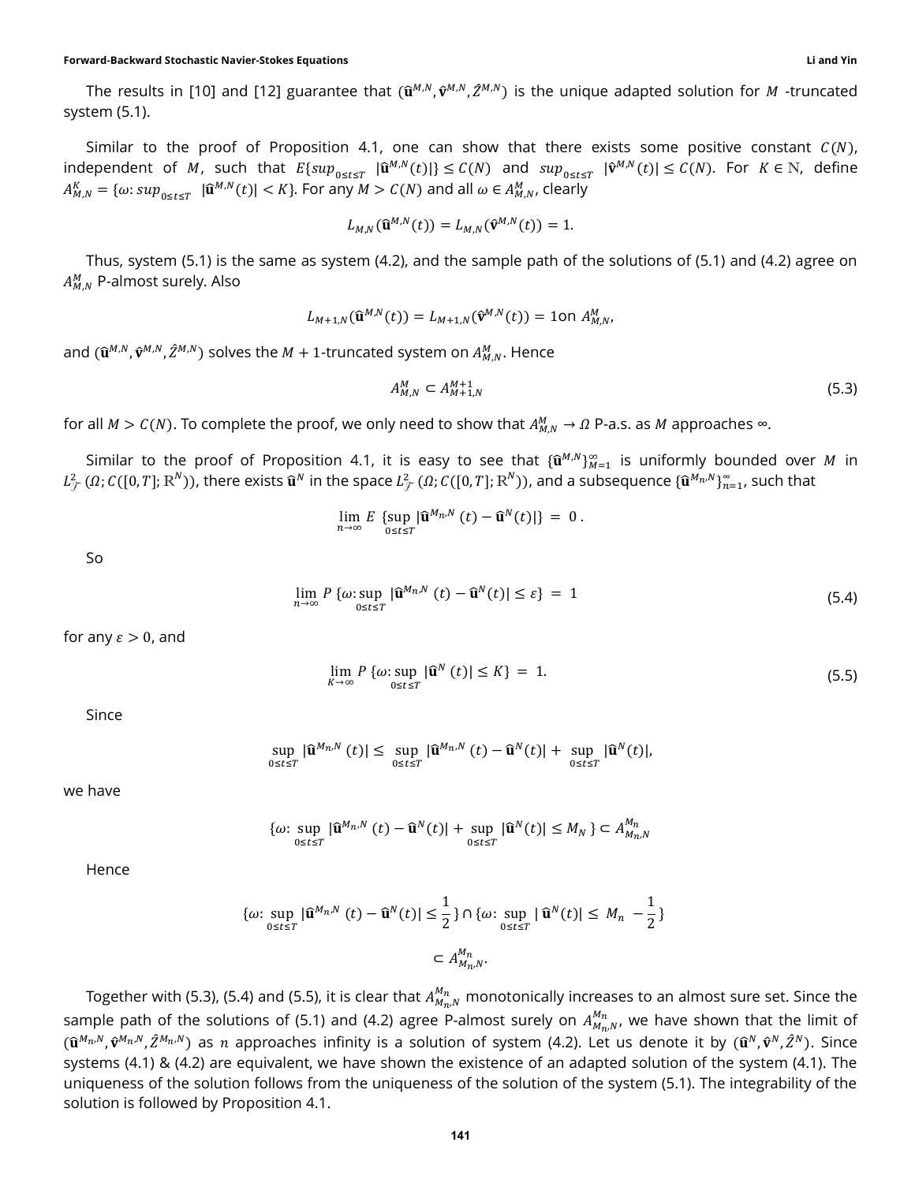The results in [10] and [12] guarantee that $(\hat{\mathbf{u}}^{M,N}, \hat{\mathbf{v}}^{M,N}, \hat{Z}^{M,N})$ is the unique adapted solution for $M$ -truncated system (5.1).

Similar to the proof of Proposition 4.1, one can show that there exists some positive constant $C(N)$, independent of $M$, such that $E\{sup_{0\le t\le T}\ |\hat{\mathbf{u}}^{M,N}(t)|\} \le C(N)$ and $sup_{0\le t\le T}\ |\hat{\mathbf{v}}^{M,N}(t)| \le C(N)$. For $K \in \mathbb{N}$, define $A^K_{M,N} = \{\omega: sup_{0\le t\le T}\ \ |\hat{\mathbf{u}}^{M,N}(t)| < K\}$. For any $M > C(N)$ and all $\omega \in A^M_{M,N}$, clearly

$$L_{M,N}(\hat{\mathbf{u}}^{M,N}(t)) = L_{M,N}(\hat{\mathbf{v}}^{M,N}(t)) = 1.$$

Thus, system (5.1) is the same as system (4.2), and the sample path of the solutions of (5.1) and (4.2) agree on $A^M_{M,N}$ P-almost surely. Also

$$L_{M+1,N}(\hat{\mathbf{u}}^{M,N}(t)) = L_{M+1,N}(\hat{\mathbf{v}}^{M,N}(t)) = 1 \text{on } A^M_{M,N},$$

and $(\hat{\mathbf{u}}^{M,N}, \hat{\mathbf{v}}^{M,N}, \hat{Z}^{M,N})$ solves the $M+1$-truncated system on $A^M_{M,N}$. Hence

$$A^M_{M,N} \subset A^{M+1}_{M+1,N} \tag{5.3}$$

for all $M > C(N)$. To complete the proof, we only need to show that $A^M_{M,N} \to \Omega$ P-a.s. as $M$ approaches $\infty$.

Similar to the proof of Proposition 4.1, it is easy to see that $\{\hat{\mathbf{u}}^{M,N}\}^\infty_{M=1}$ is uniformly bounded over $M$ in $L^2_{\mathcal{F}}(\Omega; C([0,T]; \mathbb{R}^N))$, there exists $\hat{\mathbf{u}}^N$ in the space $L^2_{\mathcal{F}}(\Omega; C([0,T]; \mathbb{R}^N))$, and a subsequence $\{\hat{\mathbf{u}}^{M_n,N}\}^\infty_{n=1}$, such that

$$\lim_{n\to\infty} E\ \{\sup_{0\le t\le T} |\hat{\mathbf{u}}^{M_n,N}(t) - \hat{\mathbf{u}}^N(t)|\} \ = \ 0\ .$$

So

$$\lim_{n\to\infty} P\ \{\omega: \sup_{0\le t\le T} |\hat{\mathbf{u}}^{M_n,N}(t) - \hat{\mathbf{u}}^N(t)| \le \varepsilon\} \ = \ 1 \tag{5.4}$$

for any $\varepsilon > 0$, and

$$\lim_{K\to\infty} P\ \{\omega: \sup_{0\le t\le T} |\hat{\mathbf{u}}^N(t)| \le K\} \ = \ 1. \tag{5.5}$$

Since

$$\sup_{0\le t\le T} |\hat{\mathbf{u}}^{M_n,N}(t)| \le \ \sup_{0\le t\le T} |\hat{\mathbf{u}}^{M_n,N}(t) - \hat{\mathbf{u}}^N(t)| + \ \sup_{0\le t\le T} |\hat{\mathbf{u}}^N(t)|,$$

we have

$$\{\omega: \sup_{0\le t\le T} |\hat{\mathbf{u}}^{M_n,N}(t) - \hat{\mathbf{u}}^N(t)| + \sup_{0\le t\le T} |\hat{\mathbf{u}}^N(t)| \le M_N\} \subset A^{M_n}_{M_n,N}$$

Hence

$$\{\omega: \sup_{0\le t\le T} |\hat{\mathbf{u}}^{M_n,N}(t) - \hat{\mathbf{u}}^N(t)| \le \frac{1}{2}\} \cap \{\omega: \sup_{0\le t\le T} |\ \hat{\mathbf{u}}^N(t)| \le \ M_n\ - \frac{1}{2}\}$$

$$\subset A^{M_n}_{M_n,N}.$$

Together with (5.3), (5.4) and (5.5), it is clear that $A^{M_n}_{M_n,N}$ monotonically increases to an almost sure set. Since the sample path of the solutions of (5.1) and (4.2) agree P-almost surely on $A^{M_n}_{M_n,N}$, we have shown that the limit of $(\hat{\mathbf{u}}^{M_n,N}, \hat{\mathbf{v}}^{M_n,N}, \hat{Z}^{M_n,N})$ as $n$ approaches infinity is a solution of system (4.2). Let us denote it by $(\hat{\mathbf{u}}^N, \hat{\mathbf{v}}^N, \hat{Z}^N)$. Since systems (4.1) & (4.2) are equivalent, we have shown the existence of an adapted solution of the system (4.1). The uniqueness of the solution follows from the uniqueness of the solution of the system (5.1). The integrability of the solution is followed by Proposition 4.1.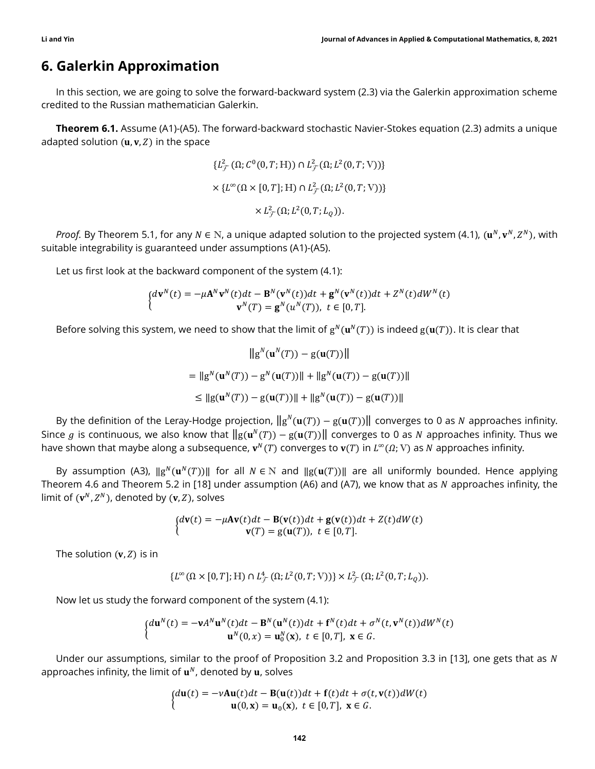# 6. Galerkin Approximation

In this section, we are going to solve the forward-backward system (2.3) via the Galerkin approximation scheme credited to the Russian mathematician Galerkin.

**Theorem 6.1.** Assume (A1)-(A5). The forward-backward stochastic Navier-Stokes equation (2.3) admits a unique adapted solution $(\mathbf{u}, \mathbf{v}, Z)$ in the space

$$\{L^2_{\mathcal{F}}(\Omega; C^0(0,T; \mathrm{H})) \cap L^2_{\mathcal{F}}(\Omega; L^2(0,T; \mathrm{V}))\}$$

$$\times \{L^\infty(\Omega \times [0,T]; \mathrm{H}) \cap L^2_{\mathcal{F}}(\Omega; L^2(0,T; \mathrm{V}))\}$$

$$\times L^2_{\mathcal{F}}(\Omega; L^2(0,T; L_Q)).$$

*Proof.* By Theorem 5.1, for any $N \in \mathbb{N}$, a unique adapted solution to the projected system (4.1), $(\mathbf{u}^N, \mathbf{v}^N, Z^N)$, with suitable integrability is guaranteed under assumptions (A1)-(A5).

Let us first look at the backward component of the system (4.1):

$$\begin{cases} d\mathbf{v}^N(t) = -\mu \mathbf{A}^N \mathbf{v}^N(t)dt - \mathbf{B}^N(\mathbf{v}^N(t))dt + \mathbf{g}^N(\mathbf{v}^N(t))dt + Z^N(t)dW^N(t) \\ \mathbf{v}^N(T) = \mathbf{g}^N(u^N(T)),\ t \in [0,T]. \end{cases}$$

Before solving this system, we need to show that the limit of $\mathrm{g}^N(\mathbf{u}^N(T))$ is indeed $\mathrm{g}(\mathbf{u}(T))$. It is clear that

$$\left\|\mathrm{g}^N(\mathbf{u}^N(T)) - \mathrm{g}(\mathbf{u}(T))\right\|$$

$$= \|\mathrm{g}^N(\mathbf{u}^N(T)) - \mathrm{g}^N(\mathbf{u}(T))\| + \|\mathrm{g}^N(\mathbf{u}(T)) - \mathrm{g}(\mathbf{u}(T))\|$$

$$\leq \|\mathrm{g}(\mathbf{u}^N(T)) - \mathrm{g}(\mathbf{u}(T))\| + \|\mathrm{g}^N(\mathbf{u}(T)) - \mathrm{g}(\mathbf{u}(T))\|$$

By the definition of the Leray-Hodge projection, $\left\|\mathrm{g}^N(\mathbf{u}(T)) - \mathrm{g}(\mathbf{u}(T))\right\|$ converges to 0 as $N$ approaches infinity. Since $g$ is continuous, we also know that $\left\|\mathrm{g}(\mathbf{u}^N(T)) - \mathrm{g}(\mathbf{u}(T))\right\|$ converges to 0 as $N$ approaches infinity. Thus we have shown that maybe along a subsequence, $\mathbf{v}^N(T)$ converges to $\mathbf{v}(T)$ in $L^\infty(\Omega; \mathrm{V})$ as $N$ approaches infinity.

By assumption (A3), $\|\mathrm{g}^N(\mathbf{u}^N(T))\|$ for all $N \in \mathbb{N}$ and $\|\mathrm{g}(\mathbf{u}(T))\|$ are all uniformly bounded. Hence applying Theorem 4.6 and Theorem 5.2 in [18] under assumption (A6) and (A7), we know that as $N$ approaches infinity, the limit of $(\mathbf{v}^N, Z^N)$, denoted by $(\mathbf{v}, Z)$, solves

$$\begin{cases} d\mathbf{v}(t) = -\mu \mathbf{A}\mathbf{v}(t)dt - \mathbf{B}(\mathbf{v}(t))dt + \mathbf{g}(\mathbf{v}(t))dt + Z(t)dW(t) \\ \mathbf{v}(T) = \mathrm{g}(\mathbf{u}(T)),\ t \in [0,T]. \end{cases}$$

The solution $(\mathbf{v}, Z)$ is in

$$\{L^\infty(\Omega \times [0,T]; \mathrm{H}) \cap L^4_{\mathcal{F}}(\Omega; L^2(0,T; \mathrm{V}))\} \times L^2_{\mathcal{F}}(\Omega; L^2(0,T; L_Q)).$$

Now let us study the forward component of the system (4.1):

$$\begin{cases} d\mathbf{u}^N(t) = -\mathbf{v} A^N \mathbf{u}^N(t)dt - \mathbf{B}^N(\mathbf{u}^N(t))dt + \mathbf{f}^N(t)dt + \sigma^N(t, \mathbf{v}^N(t))dW^N(t) \\ \mathbf{u}^N(0,x) = \mathbf{u}_0^N(\mathbf{x}),\ t \in [0,T],\ \mathbf{x} \in G. \end{cases}$$

Under our assumptions, similar to the proof of Proposition 3.2 and Proposition 3.3 in [13], one gets that as $N$ approaches infinity, the limit of $\mathbf{u}^N$, denoted by $\mathbf{u}$, solves

$$\begin{cases} d\mathbf{u}(t) = -\nu \mathbf{A}\mathbf{u}(t)dt - \mathbf{B}(\mathbf{u}(t))dt + \mathbf{f}(t)dt + \sigma(t, \mathbf{v}(t))dW(t) \\ \mathbf{u}(0,\mathbf{x}) = \mathbf{u}_0(\mathbf{x}),\ t \in [0,T],\ \mathbf{x} \in G. \end{cases}$$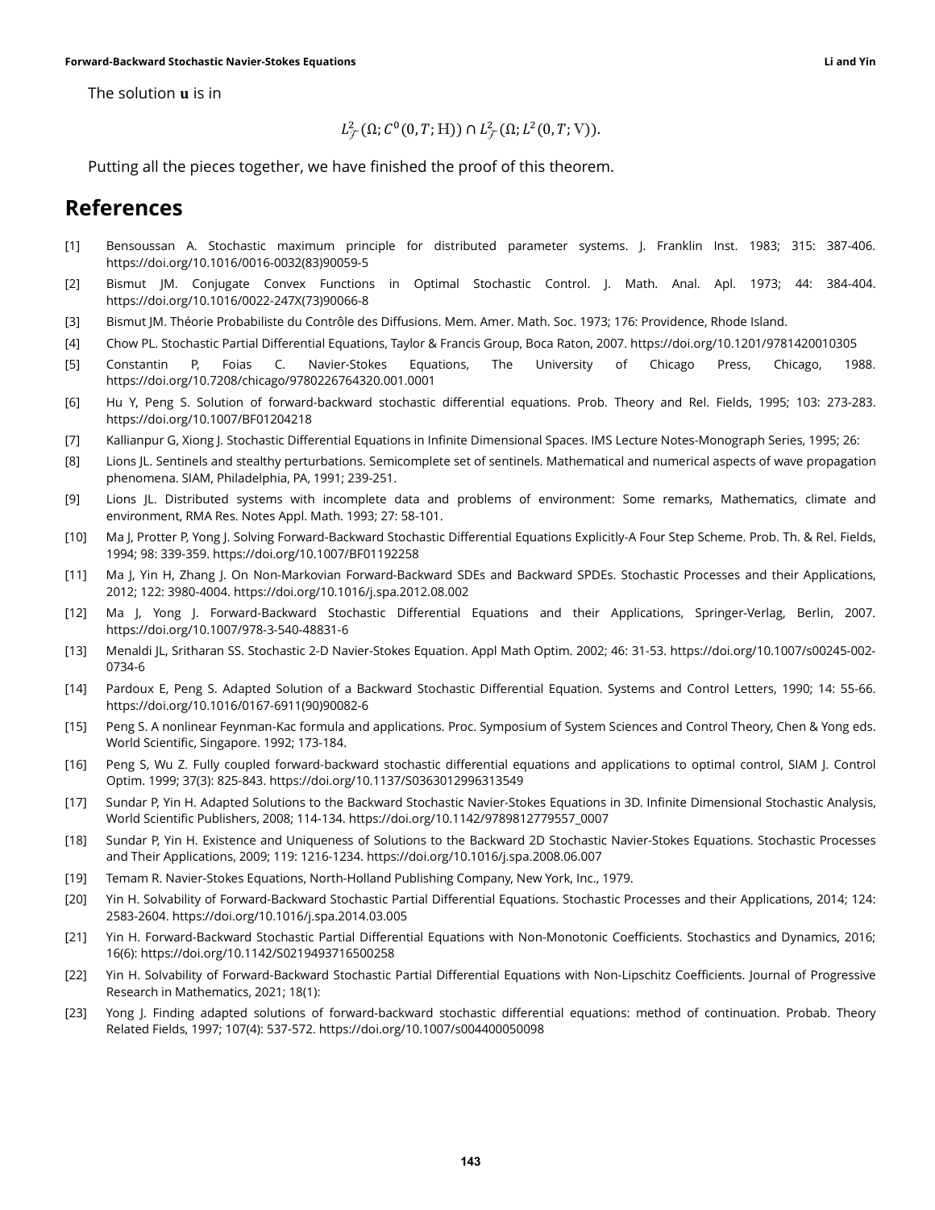The solution $\mathbf{u}$ is in

$$L^2_{\mathcal{F}}(\Omega; C^0(0,T;\mathrm{H})) \cap L^2_{\mathcal{F}}(\Omega; L^2(0,T;\mathrm{V})).$$

Putting all the pieces together, we have finished the proof of this theorem.

## References

[1] Bensoussan A. Stochastic maximum principle for distributed parameter systems. J. Franklin Inst. 1983; 315: 387-406. https://doi.org/10.1016/0016-0032(83)90059-5

[2] Bismut JM. Conjugate Convex Functions in Optimal Stochastic Control. J. Math. Anal. Apl. 1973; 44: 384-404. https://doi.org/10.1016/0022-247X(73)90066-8

[3] Bismut JM. Théorie Probabiliste du Contrôle des Diffusions. Mem. Amer. Math. Soc. 1973; 176: Providence, Rhode Island.

[4] Chow PL. Stochastic Partial Differential Equations, Taylor & Francis Group, Boca Raton, 2007. https://doi.org/10.1201/9781420010305

[5] Constantin P, Foias C. Navier-Stokes Equations, The University of Chicago Press, Chicago, 1988. https://doi.org/10.7208/chicago/9780226764320.001.0001

[6] Hu Y, Peng S. Solution of forward-backward stochastic differential equations. Prob. Theory and Rel. Fields, 1995; 103: 273-283. https://doi.org/10.1007/BF01204218

[7] Kallianpur G, Xiong J. Stochastic Differential Equations in Infinite Dimensional Spaces. IMS Lecture Notes-Monograph Series, 1995; 26:

[8] Lions JL. Sentinels and stealthy perturbations. Semicomplete set of sentinels. Mathematical and numerical aspects of wave propagation phenomena. SIAM, Philadelphia, PA, 1991; 239-251.

[9] Lions JL. Distributed systems with incomplete data and problems of environment: Some remarks, Mathematics, climate and environment, RMA Res. Notes Appl. Math. 1993; 27: 58-101.

[10] Ma J, Protter P, Yong J. Solving Forward-Backward Stochastic Differential Equations Explicitly-A Four Step Scheme. Prob. Th. & Rel. Fields, 1994; 98: 339-359. https://doi.org/10.1007/BF01192258

[11] Ma J, Yin H, Zhang J. On Non-Markovian Forward-Backward SDEs and Backward SPDEs. Stochastic Processes and their Applications, 2012; 122: 3980-4004. https://doi.org/10.1016/j.spa.2012.08.002

[12] Ma J, Yong J. Forward-Backward Stochastic Differential Equations and their Applications, Springer-Verlag, Berlin, 2007. https://doi.org/10.1007/978-3-540-48831-6

[13] Menaldi JL, Sritharan SS. Stochastic 2-D Navier-Stokes Equation. Appl Math Optim. 2002; 46: 31-53. https://doi.org/10.1007/s00245-002-0734-6

[14] Pardoux E, Peng S. Adapted Solution of a Backward Stochastic Differential Equation. Systems and Control Letters, 1990; 14: 55-66. https://doi.org/10.1016/0167-6911(90)90082-6

[15] Peng S. A nonlinear Feynman-Kac formula and applications. Proc. Symposium of System Sciences and Control Theory, Chen & Yong eds. World Scientific, Singapore. 1992; 173-184.

[16] Peng S, Wu Z. Fully coupled forward-backward stochastic differential equations and applications to optimal control, SIAM J. Control Optim. 1999; 37(3): 825-843. https://doi.org/10.1137/S0363012996313549

[17] Sundar P, Yin H. Adapted Solutions to the Backward Stochastic Navier-Stokes Equations in 3D. Infinite Dimensional Stochastic Analysis, World Scientific Publishers, 2008; 114-134. https://doi.org/10.1142/9789812779557_0007

[18] Sundar P, Yin H. Existence and Uniqueness of Solutions to the Backward 2D Stochastic Navier-Stokes Equations. Stochastic Processes and Their Applications, 2009; 119: 1216-1234. https://doi.org/10.1016/j.spa.2008.06.007

[19] Temam R. Navier-Stokes Equations, North-Holland Publishing Company, New York, Inc., 1979.

[20] Yin H. Solvability of Forward-Backward Stochastic Partial Differential Equations. Stochastic Processes and their Applications, 2014; 124: 2583-2604. https://doi.org/10.1016/j.spa.2014.03.005

[21] Yin H. Forward-Backward Stochastic Partial Differential Equations with Non-Monotonic Coefficients. Stochastics and Dynamics, 2016; 16(6): https://doi.org/10.1142/S0219493716500258

[22] Yin H. Solvability of Forward-Backward Stochastic Partial Differential Equations with Non-Lipschitz Coefficients. Journal of Progressive Research in Mathematics, 2021; 18(1):

[23] Yong J. Finding adapted solutions of forward-backward stochastic differential equations: method of continuation. Probab. Theory Related Fields, 1997; 107(4): 537-572. https://doi.org/10.1007/s004400050098